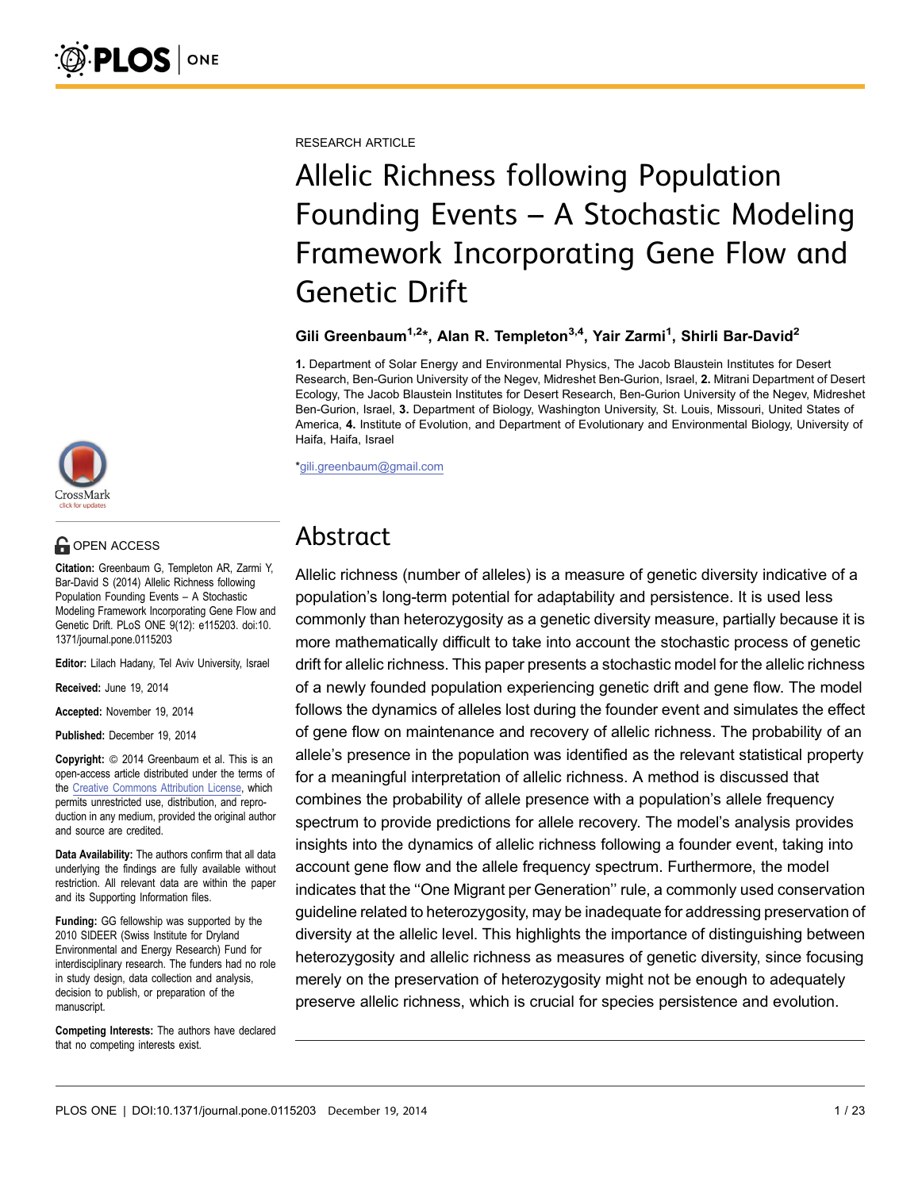RESEARCH ARTICLE

# Allelic Richness following Population Founding Events – A Stochastic Modeling Framework Incorporating Gene Flow and Genetic Drift

**Gili Greenbaum[1,2]*, Alan R. Templeton[3,4], Yair Zarmi[1], Shirli Bar-David[2]**

**1.** Department of Solar Energy and Environmental Physics, The Jacob Blaustein Institutes for Desert Research, Ben-Gurion University of the Negev, Midreshet Ben-Gurion, Israel, **2.** Mitrani Department of Desert Ecology, The Jacob Blaustein Institutes for Desert Research, Ben-Gurion University of the Negev, Midreshet Ben-Gurion, Israel, **3.** Department of Biology, Washington University, St. Louis, Missouri, United States of America, **4.** Institute of Evolution, and Department of Evolutionary and Environmental Biology, University of Haifa, Haifa, Israel

*gili.greenbaum@gmail.com

OPEN ACCESS

**Citation:** Greenbaum G, Templeton AR, Zarmi Y, Bar-David S (2014) Allelic Richness following Population Founding Events – A Stochastic Modeling Framework Incorporating Gene Flow and Genetic Drift. PLoS ONE 9(12): e115203. doi:10.1371/journal.pone.0115203

**Editor:** Lilach Hadany, Tel Aviv University, Israel

**Received:** June 19, 2014

**Accepted:** November 19, 2014

**Published:** December 19, 2014

**Copyright:** © 2014 Greenbaum et al. This is an open-access article distributed under the terms of the Creative Commons Attribution License, which permits unrestricted use, distribution, and reproduction in any medium, provided the original author and source are credited.

**Data Availability:** The authors confirm that all data underlying the findings are fully available without restriction. All relevant data are within the paper and its Supporting Information files.

**Funding:** GG fellowship was supported by the 2010 SIDEER (Swiss Institute for Dryland Environmental and Energy Research) Fund for interdisciplinary research. The funders had no role in study design, data collection and analysis, decision to publish, or preparation of the manuscript.

**Competing Interests:** The authors have declared that no competing interests exist.

## Abstract

Allelic richness (number of alleles) is a measure of genetic diversity indicative of a population's long-term potential for adaptability and persistence. It is used less commonly than heterozygosity as a genetic diversity measure, partially because it is more mathematically difficult to take into account the stochastic process of genetic drift for allelic richness. This paper presents a stochastic model for the allelic richness of a newly founded population experiencing genetic drift and gene flow. The model follows the dynamics of alleles lost during the founder event and simulates the effect of gene flow on maintenance and recovery of allelic richness. The probability of an allele's presence in the population was identified as the relevant statistical property for a meaningful interpretation of allelic richness. A method is discussed that combines the probability of allele presence with a population's allele frequency spectrum to provide predictions for allele recovery. The model's analysis provides insights into the dynamics of allelic richness following a founder event, taking into account gene flow and the allele frequency spectrum. Furthermore, the model indicates that the ''One Migrant per Generation'' rule, a commonly used conservation guideline related to heterozygosity, may be inadequate for addressing preservation of diversity at the allelic level. This highlights the importance of distinguishing between heterozygosity and allelic richness as measures of genetic diversity, since focusing merely on the preservation of heterozygosity might not be enough to adequately preserve allelic richness, which is crucial for species persistence and evolution.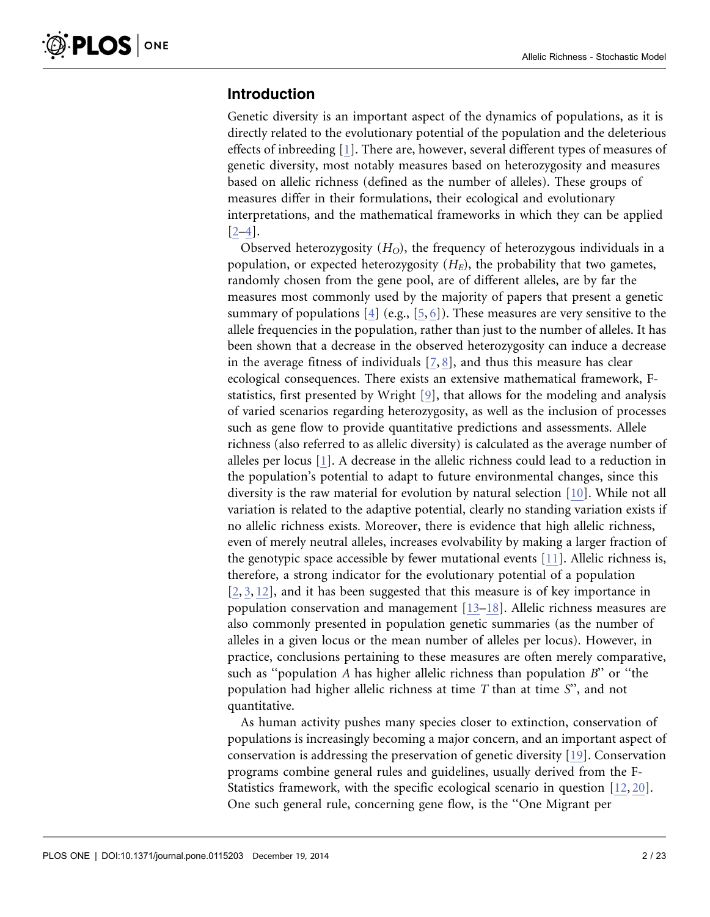## Introduction

Genetic diversity is an important aspect of the dynamics of populations, as it is directly related to the evolutionary potential of the population and the deleterious effects of inbreeding [1]. There are, however, several different types of measures of genetic diversity, most notably measures based on heterozygosity and measures based on allelic richness (defined as the number of alleles). These groups of measures differ in their formulations, their ecological and evolutionary interpretations, and the mathematical frameworks in which they can be applied [2–4].

Observed heterozygosity ($H_O$), the frequency of heterozygous individuals in a population, or expected heterozygosity ($H_E$), the probability that two gametes, randomly chosen from the gene pool, are of different alleles, are by far the measures most commonly used by the majority of papers that present a genetic summary of populations [4] (e.g., [5, 6]). These measures are very sensitive to the allele frequencies in the population, rather than just to the number of alleles. It has been shown that a decrease in the observed heterozygosity can induce a decrease in the average fitness of individuals [7, 8], and thus this measure has clear ecological consequences. There exists an extensive mathematical framework, F-statistics, first presented by Wright [9], that allows for the modeling and analysis of varied scenarios regarding heterozygosity, as well as the inclusion of processes such as gene flow to provide quantitative predictions and assessments. Allele richness (also referred to as allelic diversity) is calculated as the average number of alleles per locus [1]. A decrease in the allelic richness could lead to a reduction in the population's potential to adapt to future environmental changes, since this diversity is the raw material for evolution by natural selection [10]. While not all variation is related to the adaptive potential, clearly no standing variation exists if no allelic richness exists. Moreover, there is evidence that high allelic richness, even of merely neutral alleles, increases evolvability by making a larger fraction of the genotypic space accessible by fewer mutational events [11]. Allelic richness is, therefore, a strong indicator for the evolutionary potential of a population [2, 3, 12], and it has been suggested that this measure is of key importance in population conservation and management [13–18]. Allelic richness measures are also commonly presented in population genetic summaries (as the number of alleles in a given locus or the mean number of alleles per locus). However, in practice, conclusions pertaining to these measures are often merely comparative, such as "population *A* has higher allelic richness than population *B*" or "the population had higher allelic richness at time *T* than at time *S*", and not quantitative.

As human activity pushes many species closer to extinction, conservation of populations is increasingly becoming a major concern, and an important aspect of conservation is addressing the preservation of genetic diversity [19]. Conservation programs combine general rules and guidelines, usually derived from the F-Statistics framework, with the specific ecological scenario in question [12, 20]. One such general rule, concerning gene flow, is the "One Migrant per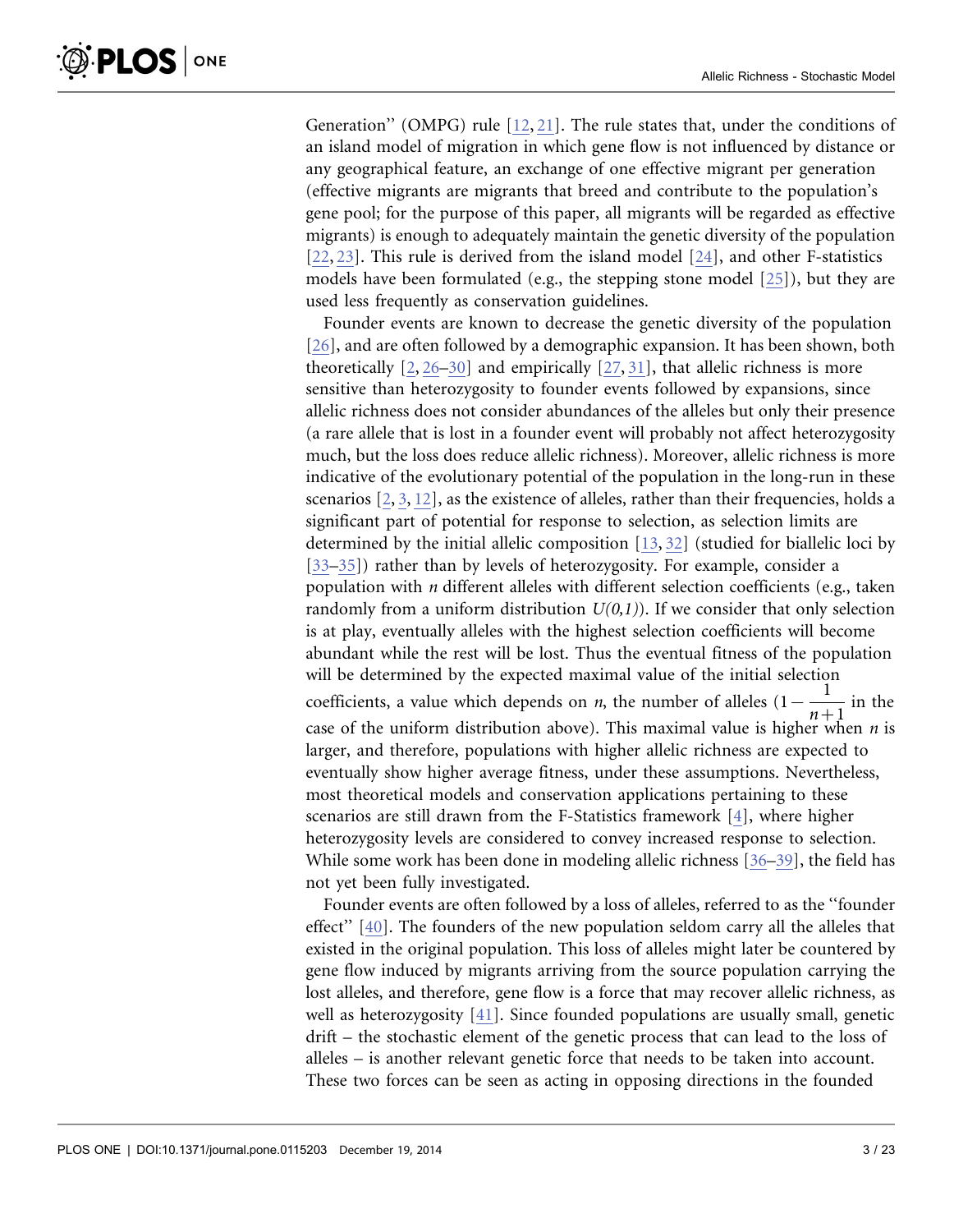Generation" (OMPG) rule [12, 21]. The rule states that, under the conditions of an island model of migration in which gene flow is not influenced by distance or any geographical feature, an exchange of one effective migrant per generation (effective migrants are migrants that breed and contribute to the population's gene pool; for the purpose of this paper, all migrants will be regarded as effective migrants) is enough to adequately maintain the genetic diversity of the population [22, 23]. This rule is derived from the island model [24], and other F-statistics models have been formulated (e.g., the stepping stone model [25]), but they are used less frequently as conservation guidelines.

Founder events are known to decrease the genetic diversity of the population [26], and are often followed by a demographic expansion. It has been shown, both theoretically [2, 26–30] and empirically [27, 31], that allelic richness is more sensitive than heterozygosity to founder events followed by expansions, since allelic richness does not consider abundances of the alleles but only their presence (a rare allele that is lost in a founder event will probably not affect heterozygosity much, but the loss does reduce allelic richness). Moreover, allelic richness is more indicative of the evolutionary potential of the population in the long-run in these scenarios [2, 3, 12], as the existence of alleles, rather than their frequencies, holds a significant part of potential for response to selection, as selection limits are determined by the initial allelic composition [13, 32] (studied for biallelic loci by [33–35]) rather than by levels of heterozygosity. For example, consider a population with $n$ different alleles with different selection coefficients (e.g., taken randomly from a uniform distribution $U(0,1)$). If we consider that only selection is at play, eventually alleles with the highest selection coefficients will become abundant while the rest will be lost. Thus the eventual fitness of the population will be determined by the expected maximal value of the initial selection coefficients, a value which depends on $n$, the number of alleles ($1-\frac{1}{n+1}$ in the case of the uniform distribution above). This maximal value is higher when $n$ is larger, and therefore, populations with higher allelic richness are expected to eventually show higher average fitness, under these assumptions. Nevertheless, most theoretical models and conservation applications pertaining to these scenarios are still drawn from the F-Statistics framework [4], where higher heterozygosity levels are considered to convey increased response to selection. While some work has been done in modeling allelic richness [36–39], the field has not yet been fully investigated.

Founder events are often followed by a loss of alleles, referred to as the "founder effect" [40]. The founders of the new population seldom carry all the alleles that existed in the original population. This loss of alleles might later be countered by gene flow induced by migrants arriving from the source population carrying the lost alleles, and therefore, gene flow is a force that may recover allelic richness, as well as heterozygosity [41]. Since founded populations are usually small, genetic drift – the stochastic element of the genetic process that can lead to the loss of alleles – is another relevant genetic force that needs to be taken into account. These two forces can be seen as acting in opposing directions in the founded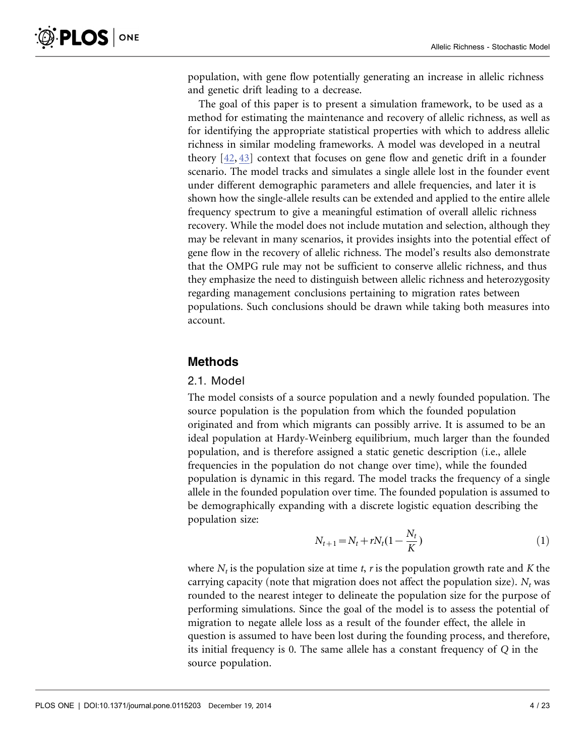population, with gene flow potentially generating an increase in allelic richness and genetic drift leading to a decrease.

The goal of this paper is to present a simulation framework, to be used as a method for estimating the maintenance and recovery of allelic richness, as well as for identifying the appropriate statistical properties with which to address allelic richness in similar modeling frameworks. A model was developed in a neutral theory [42, 43] context that focuses on gene flow and genetic drift in a founder scenario. The model tracks and simulates a single allele lost in the founder event under different demographic parameters and allele frequencies, and later it is shown how the single-allele results can be extended and applied to the entire allele frequency spectrum to give a meaningful estimation of overall allelic richness recovery. While the model does not include mutation and selection, although they may be relevant in many scenarios, it provides insights into the potential effect of gene flow in the recovery of allelic richness. The model's results also demonstrate that the OMPG rule may not be sufficient to conserve allelic richness, and thus they emphasize the need to distinguish between allelic richness and heterozygosity regarding management conclusions pertaining to migration rates between populations. Such conclusions should be drawn while taking both measures into account.

## Methods

### 2.1. Model

The model consists of a source population and a newly founded population. The source population is the population from which the founded population originated and from which migrants can possibly arrive. It is assumed to be an ideal population at Hardy-Weinberg equilibrium, much larger than the founded population, and is therefore assigned a static genetic description (i.e., allele frequencies in the population do not change over time), while the founded population is dynamic in this regard. The model tracks the frequency of a single allele in the founded population over time. The founded population is assumed to be demographically expanding with a discrete logistic equation describing the population size:

$$N_{t+1} = N_t + rN_t\left(1 - \frac{N_t}{K}\right) \tag{1}$$

where $N_t$ is the population size at time $t$, $r$ is the population growth rate and $K$ the carrying capacity (note that migration does not affect the population size). $N_t$ was rounded to the nearest integer to delineate the population size for the purpose of performing simulations. Since the goal of the model is to assess the potential of migration to negate allele loss as a result of the founder effect, the allele in question is assumed to have been lost during the founding process, and therefore, its initial frequency is 0. The same allele has a constant frequency of $Q$ in the source population.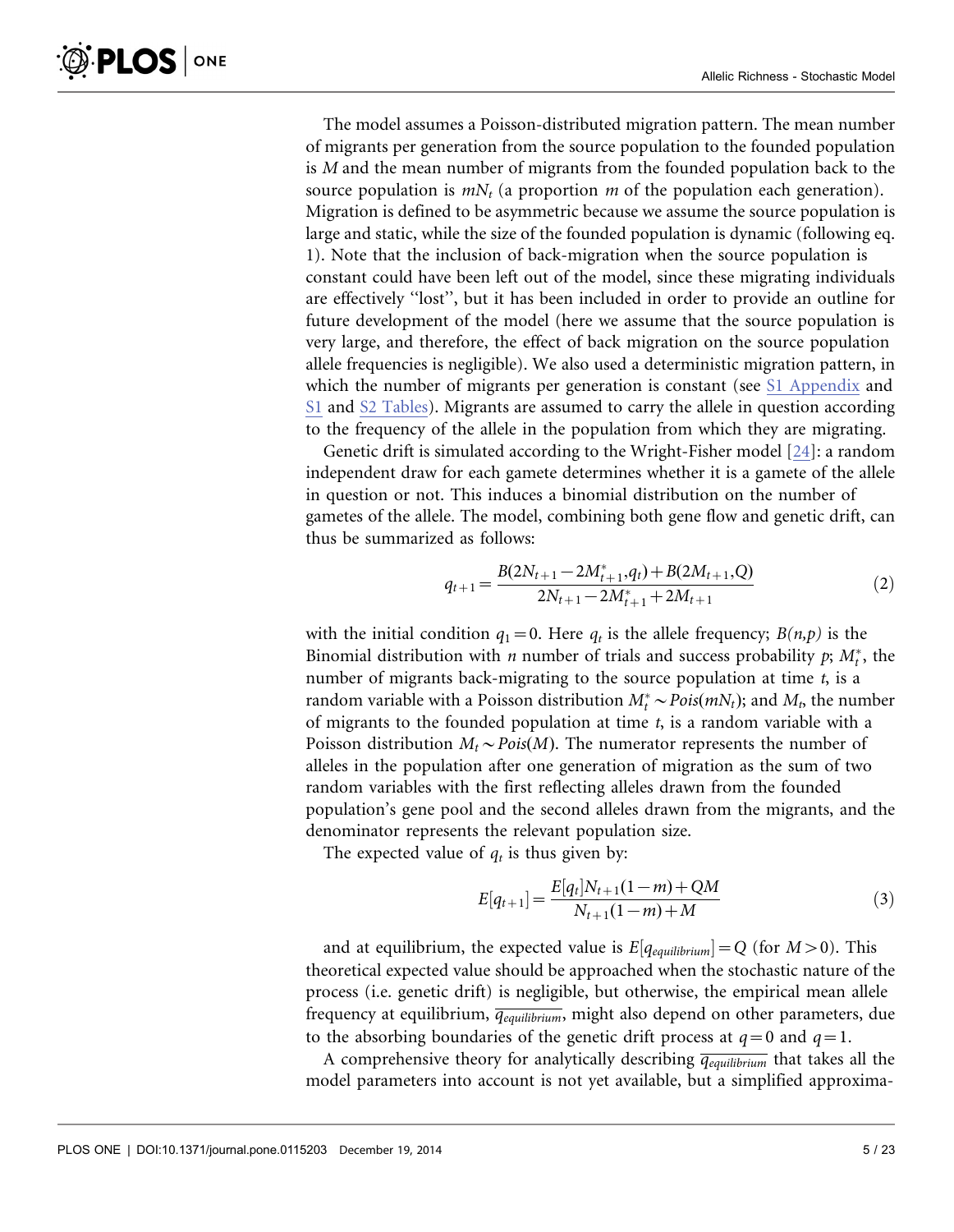The model assumes a Poisson-distributed migration pattern. The mean number of migrants per generation from the source population to the founded population is $M$ and the mean number of migrants from the founded population back to the source population is $mN_t$ (a proportion $m$ of the population each generation). Migration is defined to be asymmetric because we assume the source population is large and static, while the size of the founded population is dynamic (following eq. 1). Note that the inclusion of back-migration when the source population is constant could have been left out of the model, since these migrating individuals are effectively ''lost'', but it has been included in order to provide an outline for future development of the model (here we assume that the source population is very large, and therefore, the effect of back migration on the source population allele frequencies is negligible). We also used a deterministic migration pattern, in which the number of migrants per generation is constant (see S1 Appendix and S1 and S2 Tables). Migrants are assumed to carry the allele in question according to the frequency of the allele in the population from which they are migrating.

Genetic drift is simulated according to the Wright-Fisher model [24]: a random independent draw for each gamete determines whether it is a gamete of the allele in question or not. This induces a binomial distribution on the number of gametes of the allele. The model, combining both gene flow and genetic drift, can thus be summarized as follows:

$$q_{t+1} = \frac{B(2N_{t+1} - 2M^{*}_{t+1}, q_t) + B(2M_{t+1}, Q)}{2N_{t+1} - 2M^{*}_{t+1} + 2M_{t+1}} \tag{2}$$

with the initial condition $q_1 = 0$. Here $q_t$ is the allele frequency; $B(n,p)$ is the Binomial distribution with $n$ number of trials and success probability $p$; $M^{*}_t$, the number of migrants back-migrating to the source population at time $t$, is a random variable with a Poisson distribution $M^{*}_t \sim Pois(mN_t)$; and $M_t$, the number of migrants to the founded population at time $t$, is a random variable with a Poisson distribution $M_t \sim Pois(M)$. The numerator represents the number of alleles in the population after one generation of migration as the sum of two random variables with the first reflecting alleles drawn from the founded population's gene pool and the second alleles drawn from the migrants, and the denominator represents the relevant population size.

The expected value of $q_t$ is thus given by:

$$E[q_{t+1}] = \frac{E[q_t]N_{t+1}(1-m) + QM}{N_{t+1}(1-m) + M} \tag{3}$$

and at equilibrium, the expected value is $E[q_{equilibrium}] = Q$ (for $M > 0$). This theoretical expected value should be approached when the stochastic nature of the process (i.e. genetic drift) is negligible, but otherwise, the empirical mean allele frequency at equilibrium, $\overline{q_{equilibrium}}$, might also depend on other parameters, due to the absorbing boundaries of the genetic drift process at $q = 0$ and $q = 1$.

A comprehensive theory for analytically describing $\overline{q_{equilibrium}}$ that takes all the model parameters into account is not yet available, but a simplified approxima-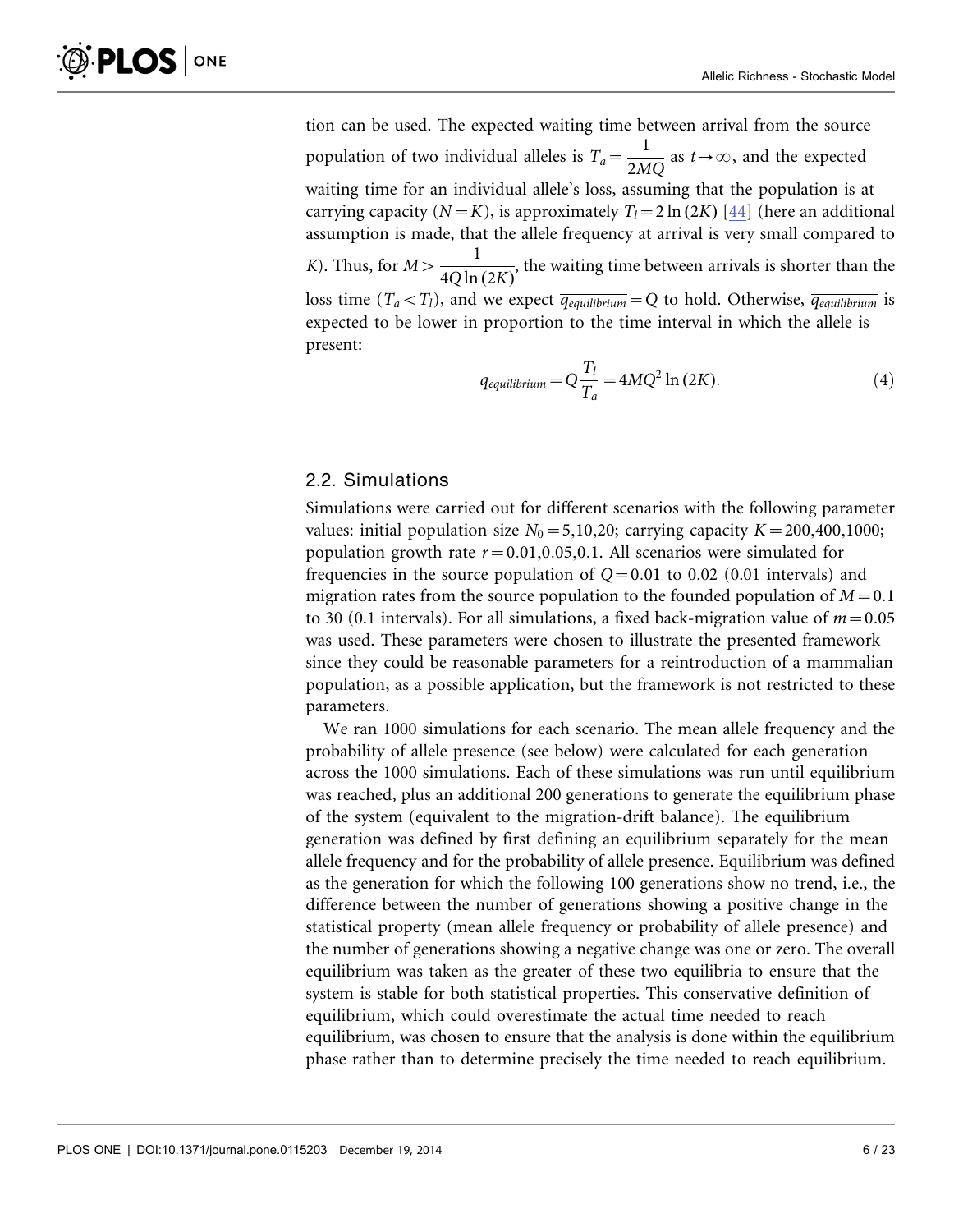tion can be used. The expected waiting time between arrival from the source population of two individual alleles is $T_a = \frac{1}{2MQ}$ as $t \to \infty$, and the expected waiting time for an individual allele's loss, assuming that the population is at carrying capacity ($N = K$), is approximately $T_l = 2\ln(2K)$ [44] (here an additional assumption is made, that the allele frequency at arrival is very small compared to $K$). Thus, for $M > \frac{1}{4Q\ln(2K)}$, the waiting time between arrivals is shorter than the loss time ($T_a < T_l$), and we expect $\overline{q_{equilibrium}} = Q$ to hold. Otherwise, $\overline{q_{equilibrium}}$ is expected to be lower in proportion to the time interval in which the allele is present:

$$\overline{q_{equilibrium}} = Q\frac{T_l}{T_a} = 4MQ^2\ln(2K). \tag{4}$$

## 2.2. Simulations

Simulations were carried out for different scenarios with the following parameter values: initial population size $N_0 = 5,10,20$; carrying capacity $K = 200,400,1000$; population growth rate $r = 0.01,0.05,0.1$. All scenarios were simulated for frequencies in the source population of $Q = 0.01$ to $0.02$ (0.01 intervals) and migration rates from the source population to the founded population of $M = 0.1$ to $30$ (0.1 intervals). For all simulations, a fixed back-migration value of $m = 0.05$ was used. These parameters were chosen to illustrate the presented framework since they could be reasonable parameters for a reintroduction of a mammalian population, as a possible application, but the framework is not restricted to these parameters.

We ran 1000 simulations for each scenario. The mean allele frequency and the probability of allele presence (see below) were calculated for each generation across the 1000 simulations. Each of these simulations was run until equilibrium was reached, plus an additional 200 generations to generate the equilibrium phase of the system (equivalent to the migration-drift balance). The equilibrium generation was defined by first defining an equilibrium separately for the mean allele frequency and for the probability of allele presence. Equilibrium was defined as the generation for which the following 100 generations show no trend, i.e., the difference between the number of generations showing a positive change in the statistical property (mean allele frequency or probability of allele presence) and the number of generations showing a negative change was one or zero. The overall equilibrium was taken as the greater of these two equilibria to ensure that the system is stable for both statistical properties. This conservative definition of equilibrium, which could overestimate the actual time needed to reach equilibrium, was chosen to ensure that the analysis is done within the equilibrium phase rather than to determine precisely the time needed to reach equilibrium.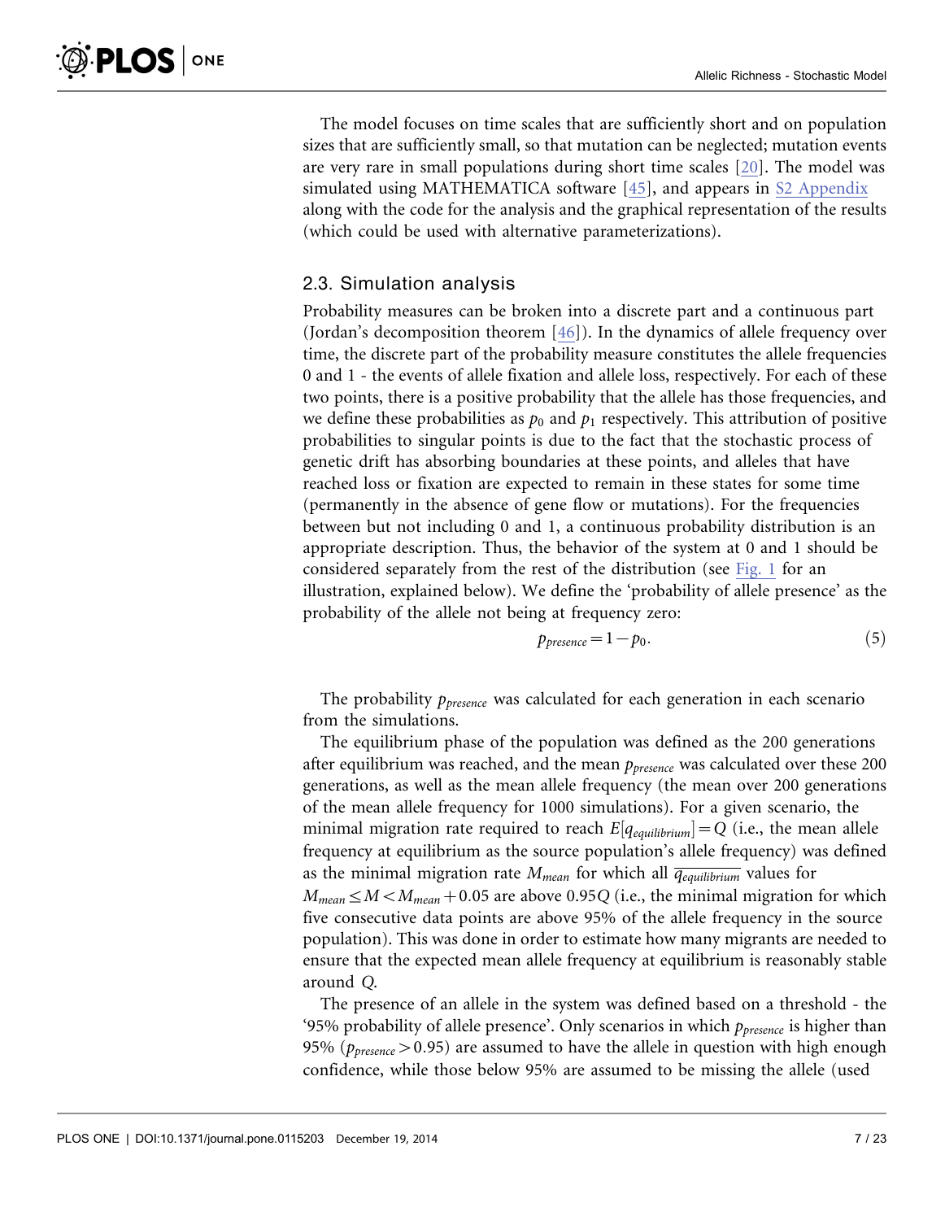The model focuses on time scales that are sufficiently short and on population sizes that are sufficiently small, so that mutation can be neglected; mutation events are very rare in small populations during short time scales [20]. The model was simulated using MATHEMATICA software [45], and appears in S2 Appendix along with the code for the analysis and the graphical representation of the results (which could be used with alternative parameterizations).

### 2.3. Simulation analysis

Probability measures can be broken into a discrete part and a continuous part (Jordan's decomposition theorem [46]). In the dynamics of allele frequency over time, the discrete part of the probability measure constitutes the allele frequencies 0 and 1 - the events of allele fixation and allele loss, respectively. For each of these two points, there is a positive probability that the allele has those frequencies, and we define these probabilities as $p_0$ and $p_1$ respectively. This attribution of positive probabilities to singular points is due to the fact that the stochastic process of genetic drift has absorbing boundaries at these points, and alleles that have reached loss or fixation are expected to remain in these states for some time (permanently in the absence of gene flow or mutations). For the frequencies between but not including 0 and 1, a continuous probability distribution is an appropriate description. Thus, the behavior of the system at 0 and 1 should be considered separately from the rest of the distribution (see Fig. 1 for an illustration, explained below). We define the 'probability of allele presence' as the probability of the allele not being at frequency zero:

$$p_{presence} = 1 - p_0. \tag{5}$$

The probability $p_{presence}$ was calculated for each generation in each scenario from the simulations.

The equilibrium phase of the population was defined as the 200 generations after equilibrium was reached, and the mean $p_{presence}$ was calculated over these 200 generations, as well as the mean allele frequency (the mean over 200 generations of the mean allele frequency for 1000 simulations). For a given scenario, the minimal migration rate required to reach $E[q_{equilibrium}] = Q$ (i.e., the mean allele frequency at equilibrium as the source population's allele frequency) was defined as the minimal migration rate $M_{mean}$ for which all $\overline{q_{equilibrium}}$ values for $M_{mean} \leq M < M_{mean} + 0.05$ are above $0.95Q$ (i.e., the minimal migration for which five consecutive data points are above 95% of the allele frequency in the source population). This was done in order to estimate how many migrants are needed to ensure that the expected mean allele frequency at equilibrium is reasonably stable around $Q$.

The presence of an allele in the system was defined based on a threshold - the '95% probability of allele presence'. Only scenarios in which $p_{presence}$ is higher than 95% ($p_{presence} > 0.95$) are assumed to have the allele in question with high enough confidence, while those below 95% are assumed to be missing the allele (used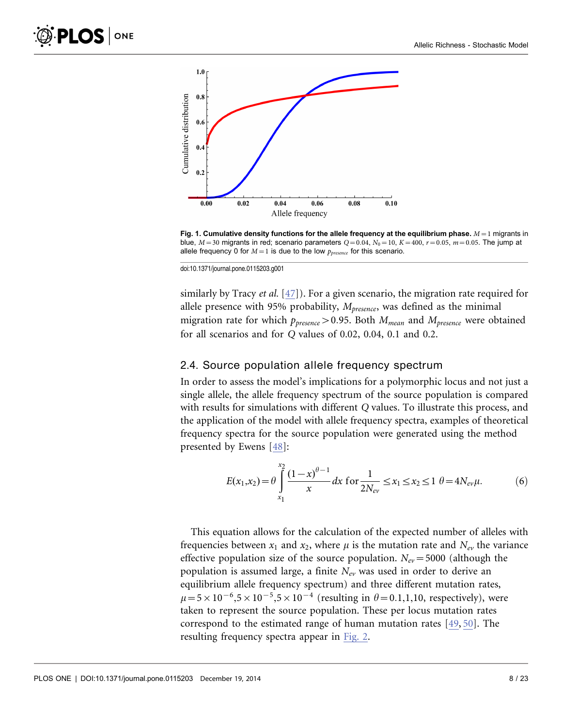**Fig. 1. Cumulative density functions for the allele frequency at the equilibrium phase.** $M=1$ migrants in blue, $M=30$ migrants in red; scenario parameters $Q=0.04$, $N_0=10$, $K=400$, $r=0.05$, $m=0.05$. The jump at allele frequency 0 for $M=1$ is due to the low $p_{presence}$ for this scenario.

doi:10.1371/journal.pone.0115203.g001

similarly by Tracy *et al.* [47]). For a given scenario, the migration rate required for allele presence with 95% probability, $M_{presence}$, was defined as the minimal migration rate for which $p_{presence}>0.95$. Both $M_{mean}$ and $M_{presence}$ were obtained for all scenarios and for $Q$ values of 0.02, 0.04, 0.1 and 0.2.

## 2.4. Source population allele frequency spectrum

In order to assess the model's implications for a polymorphic locus and not just a single allele, the allele frequency spectrum of the source population is compared with results for simulations with different $Q$ values. To illustrate this process, and the application of the model with allele frequency spectra, examples of theoretical frequency spectra for the source population were generated using the method presented by Ewens [48]:

$$E(x_1,x_2)=\theta\int_{x_1}^{x_2}\frac{(1-x)^{\theta-1}}{x}dx \text{ for } \frac{1}{2N_{ev}}\leq x_1\leq x_2\leq 1 \quad \theta=4N_{ev}\mu. \tag{6}$$

This equation allows for the calculation of the expected number of alleles with frequencies between $x_1$ and $x_2$, where $\mu$ is the mutation rate and $N_{ev}$ the variance effective population size of the source population. $N_{ev}=5000$ (although the population is assumed large, a finite $N_{ev}$ was used in order to derive an equilibrium allele frequency spectrum) and three different mutation rates, $\mu=5\times10^{-6},5\times10^{-5},5\times10^{-4}$ (resulting in $\theta=0.1,1,10$, respectively), were taken to represent the source population. These per locus mutation rates correspond to the estimated range of human mutation rates [49, 50]. The resulting frequency spectra appear in Fig. 2.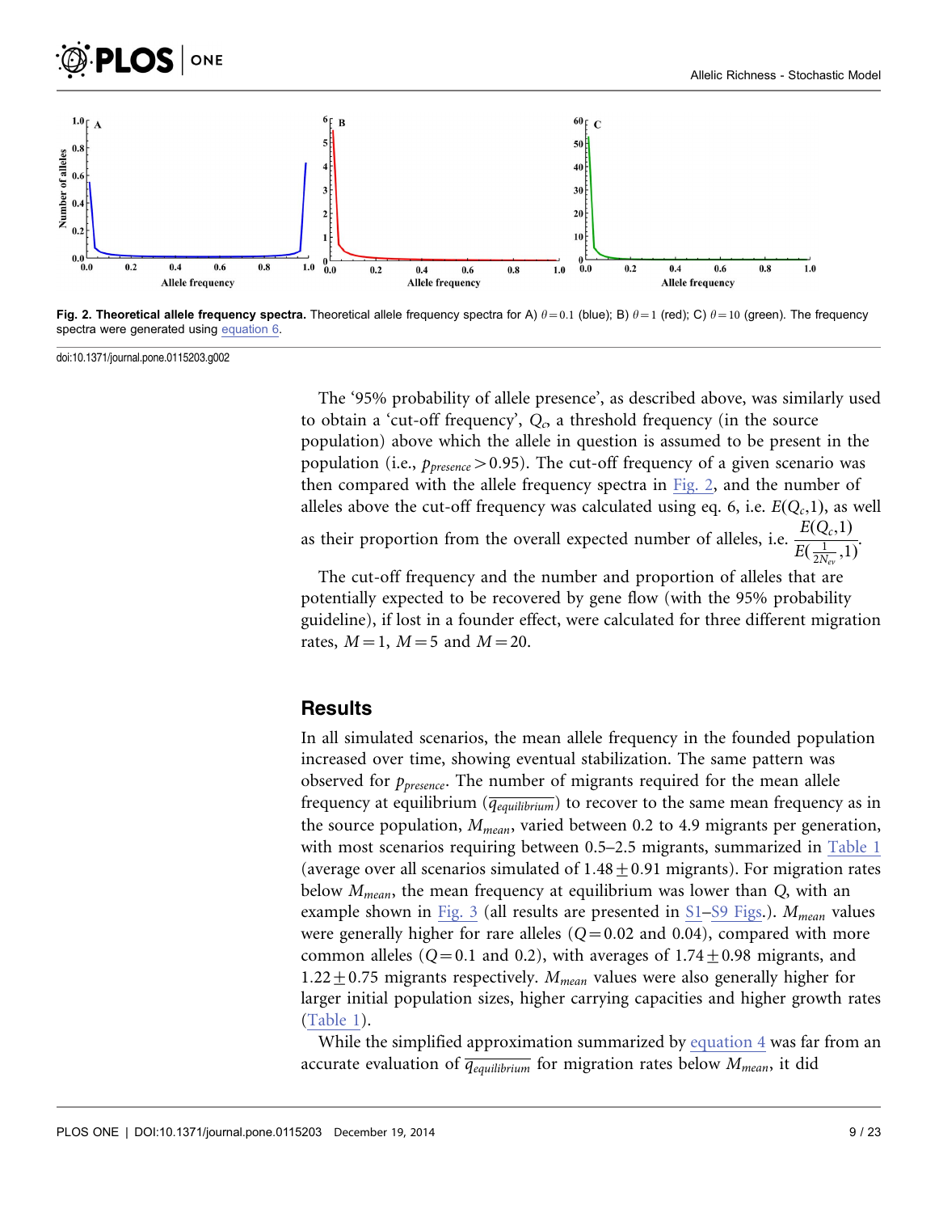**Fig. 2. Theoretical allele frequency spectra.** Theoretical allele frequency spectra for A) $\theta = 0.1$ (blue); B) $\theta = 1$ (red); C) $\theta = 10$ (green). The frequency spectra were generated using equation 6.

doi:10.1371/journal.pone.0115203.g002

The '95% probability of allele presence', as described above, was similarly used to obtain a 'cut-off frequency', $Q_c$, a threshold frequency (in the source population) above which the allele in question is assumed to be present in the population (i.e., $p_{presence} > 0.95$). The cut-off frequency of a given scenario was then compared with the allele frequency spectra in Fig. 2, and the number of alleles above the cut-off frequency was calculated using eq. 6, i.e. $E(Q_c,1)$, as well as their proportion from the overall expected number of alleles, i.e. $\frac{E(Q_c,1)}{E(\frac{1}{2N_{ev}},1)}$.

The cut-off frequency and the number and proportion of alleles that are potentially expected to be recovered by gene flow (with the 95% probability guideline), if lost in a founder effect, were calculated for three different migration rates, $M = 1$, $M = 5$ and $M = 20$.

## Results

In all simulated scenarios, the mean allele frequency in the founded population increased over time, showing eventual stabilization. The same pattern was observed for $p_{presence}$. The number of migrants required for the mean allele frequency at equilibrium ($\overline{q_{equilibrium}}$) to recover to the same mean frequency as in the source population, $M_{mean}$, varied between 0.2 to 4.9 migrants per generation, with most scenarios requiring between 0.5–2.5 migrants, summarized in Table 1 (average over all scenarios simulated of $1.48 \pm 0.91$ migrants). For migration rates below $M_{mean}$, the mean frequency at equilibrium was lower than $Q$, with an example shown in Fig. 3 (all results are presented in S1–S9 Figs.). $M_{mean}$ values were generally higher for rare alleles ($Q = 0.02$ and 0.04), compared with more common alleles ($Q = 0.1$ and 0.2), with averages of $1.74 \pm 0.98$ migrants, and $1.22 \pm 0.75$ migrants respectively. $M_{mean}$ values were also generally higher for larger initial population sizes, higher carrying capacities and higher growth rates (Table 1).

While the simplified approximation summarized by equation 4 was far from an accurate evaluation of $\overline{q_{equilibrium}}$ for migration rates below $M_{mean}$, it did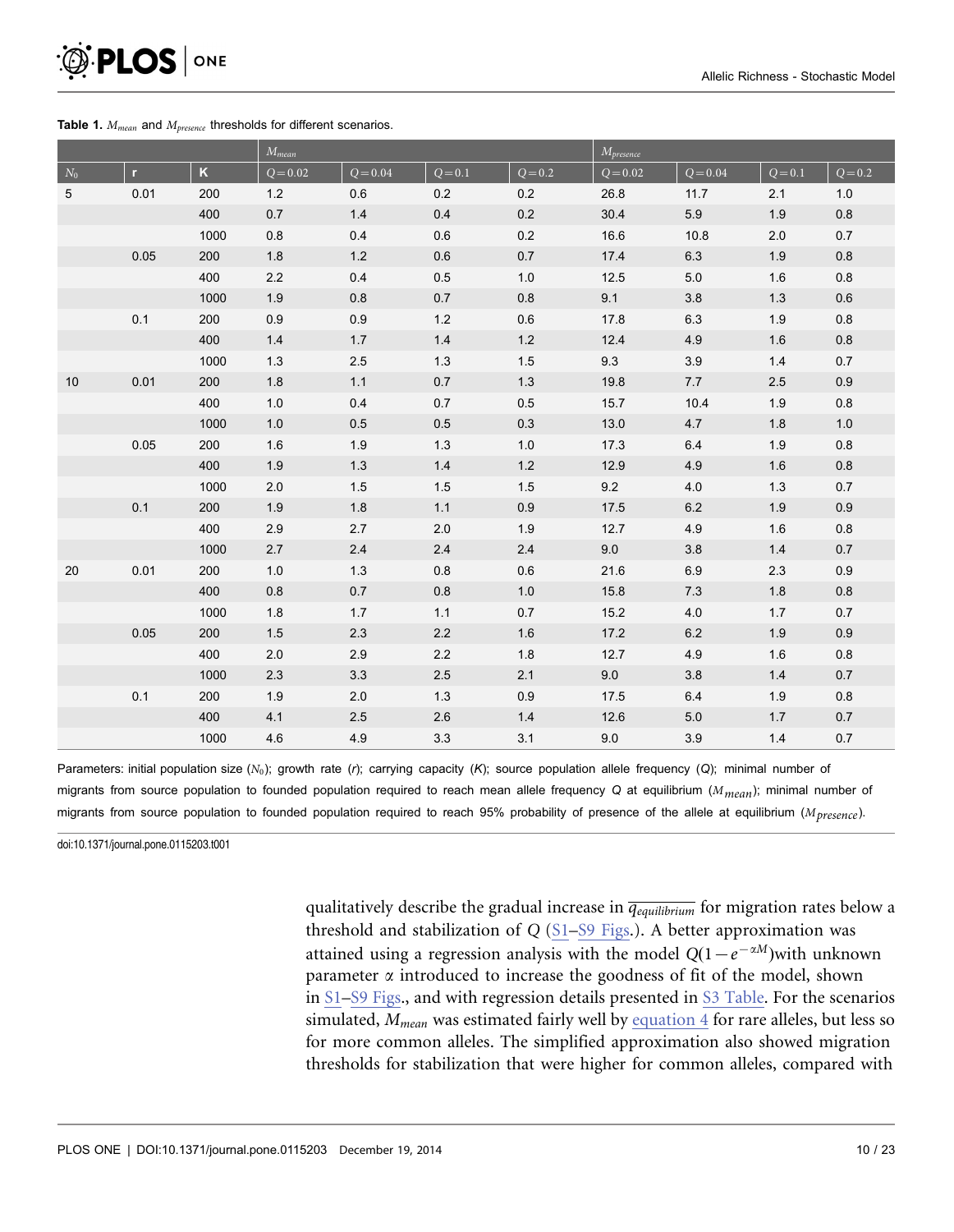**Table 1.** $M_{mean}$ and $M_{presence}$ thresholds for different scenarios.

| | | | $M_{mean}$ | | | | $M_{presence}$ | | | |
|---|---|---|---|---|---|---|---|---|---|---|
| $N_0$ | r | K | $Q=0.02$ | $Q=0.04$ | $Q=0.1$ | $Q=0.2$ | $Q=0.02$ | $Q=0.04$ | $Q=0.1$ | $Q=0.2$ |
| 5 | 0.01 | 200 | 1.2 | 0.6 | 0.2 | 0.2 | 26.8 | 11.7 | 2.1 | 1.0 |
| | | 400 | 0.7 | 1.4 | 0.4 | 0.2 | 30.4 | 5.9 | 1.9 | 0.8 |
| | | 1000 | 0.8 | 0.4 | 0.6 | 0.2 | 16.6 | 10.8 | 2.0 | 0.7 |
| | 0.05 | 200 | 1.8 | 1.2 | 0.6 | 0.7 | 17.4 | 6.3 | 1.9 | 0.8 |
| | | 400 | 2.2 | 0.4 | 0.5 | 1.0 | 12.5 | 5.0 | 1.6 | 0.8 |
| | | 1000 | 1.9 | 0.8 | 0.7 | 0.8 | 9.1 | 3.8 | 1.3 | 0.6 |
| | 0.1 | 200 | 0.9 | 0.9 | 1.2 | 0.6 | 17.8 | 6.3 | 1.9 | 0.8 |
| | | 400 | 1.4 | 1.7 | 1.4 | 1.2 | 12.4 | 4.9 | 1.6 | 0.8 |
| | | 1000 | 1.3 | 2.5 | 1.3 | 1.5 | 9.3 | 3.9 | 1.4 | 0.7 |
| 10 | 0.01 | 200 | 1.8 | 1.1 | 0.7 | 1.3 | 19.8 | 7.7 | 2.5 | 0.9 |
| | | 400 | 1.0 | 0.4 | 0.7 | 0.5 | 15.7 | 10.4 | 1.9 | 0.8 |
| | | 1000 | 1.0 | 0.5 | 0.5 | 0.3 | 13.0 | 4.7 | 1.8 | 1.0 |
| | 0.05 | 200 | 1.6 | 1.9 | 1.3 | 1.0 | 17.3 | 6.4 | 1.9 | 0.8 |
| | | 400 | 1.9 | 1.3 | 1.4 | 1.2 | 12.9 | 4.9 | 1.6 | 0.8 |
| | | 1000 | 2.0 | 1.5 | 1.5 | 1.5 | 9.2 | 4.0 | 1.3 | 0.7 |
| | 0.1 | 200 | 1.9 | 1.8 | 1.1 | 0.9 | 17.5 | 6.2 | 1.9 | 0.9 |
| | | 400 | 2.9 | 2.7 | 2.0 | 1.9 | 12.7 | 4.9 | 1.6 | 0.8 |
| | | 1000 | 2.7 | 2.4 | 2.4 | 2.4 | 9.0 | 3.8 | 1.4 | 0.7 |
| 20 | 0.01 | 200 | 1.0 | 1.3 | 0.8 | 0.6 | 21.6 | 6.9 | 2.3 | 0.9 |
| | | 400 | 0.8 | 0.7 | 0.8 | 1.0 | 15.8 | 7.3 | 1.8 | 0.8 |
| | | 1000 | 1.8 | 1.7 | 1.1 | 0.7 | 15.2 | 4.0 | 1.7 | 0.7 |
| | 0.05 | 200 | 1.5 | 2.3 | 2.2 | 1.6 | 17.2 | 6.2 | 1.9 | 0.9 |
| | | 400 | 2.0 | 2.9 | 2.2 | 1.8 | 12.7 | 4.9 | 1.6 | 0.8 |
| | | 1000 | 2.3 | 3.3 | 2.5 | 2.1 | 9.0 | 3.8 | 1.4 | 0.7 |
| | 0.1 | 200 | 1.9 | 2.0 | 1.3 | 0.9 | 17.5 | 6.4 | 1.9 | 0.8 |
| | | 400 | 4.1 | 2.5 | 2.6 | 1.4 | 12.6 | 5.0 | 1.7 | 0.7 |
| | | 1000 | 4.6 | 4.9 | 3.3 | 3.1 | 9.0 | 3.9 | 1.4 | 0.7 |

Parameters: initial population size ($N_0$); growth rate ($r$); carrying capacity ($K$); source population allele frequency ($Q$); minimal number of migrants from source population to founded population required to reach mean allele frequency Q at equilibrium ($M_{mean}$); minimal number of migrants from source population to founded population required to reach 95% probability of presence of the allele at equilibrium ($M_{presence}$).

doi:10.1371/journal.pone.0115203.t001

qualitatively describe the gradual increase in $\overline{q_{equilibrium}}$ for migration rates below a threshold and stabilization of $Q$ (S1–S9 Figs.). A better approximation was attained using a regression analysis with the model $Q(1-e^{-\alpha M})$with unknown parameter $\alpha$ introduced to increase the goodness of fit of the model, shown in S1–S9 Figs., and with regression details presented in S3 Table. For the scenarios simulated, $M_{mean}$ was estimated fairly well by equation 4 for rare alleles, but less so for more common alleles. The simplified approximation also showed migration thresholds for stabilization that were higher for common alleles, compared with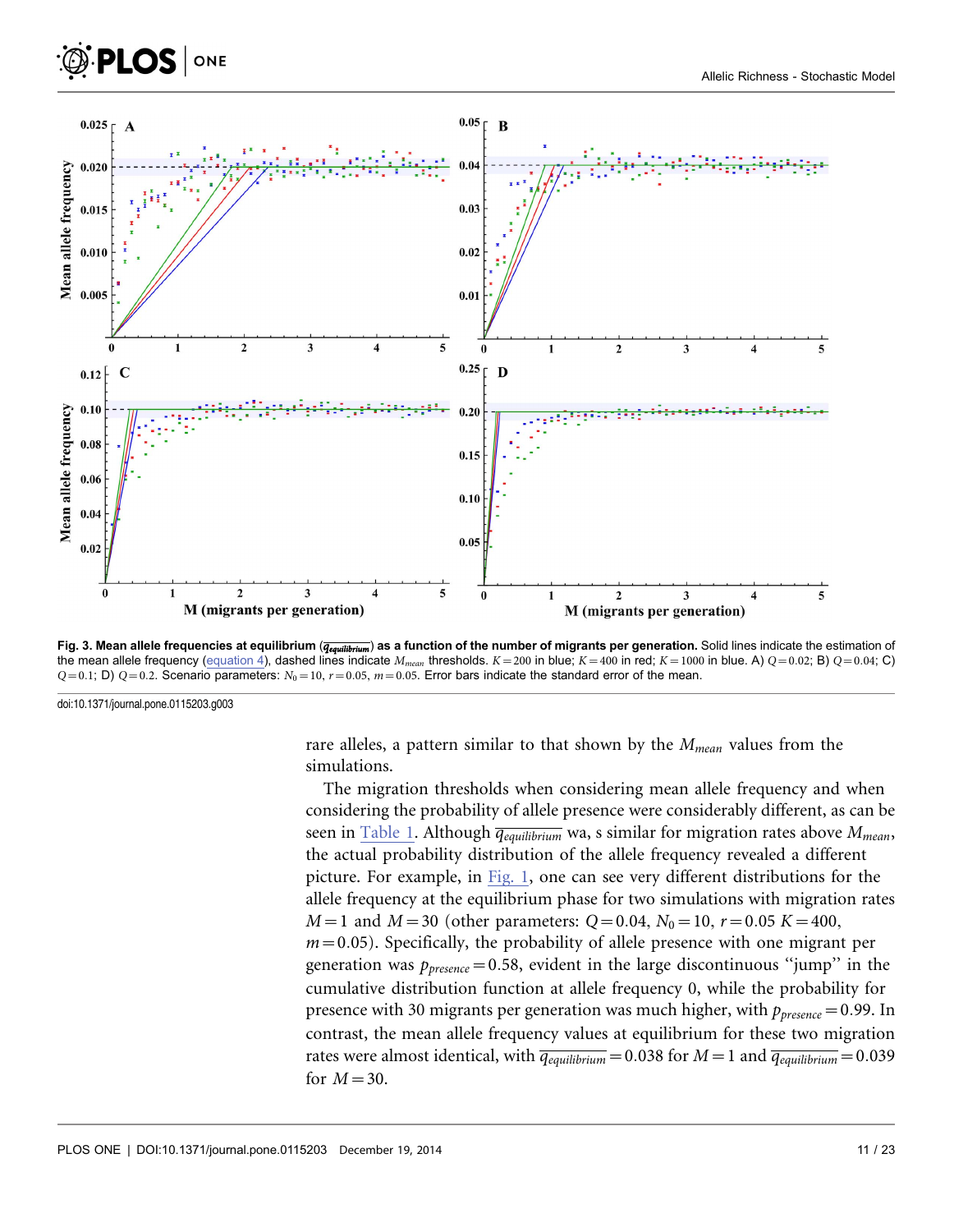**Fig. 3. Mean allele frequencies at equilibrium ($\overline{q_{equilibrium}}$) as a function of the number of migrants per generation.** Solid lines indicate the estimation of the mean allele frequency (equation 4), dashed lines indicate $M_{mean}$ thresholds. $K=200$ in blue; $K=400$ in red; $K=1000$ in blue. A) $Q=0.02$; B) $Q=0.04$; C) $Q=0.1$; D) $Q=0.2$. Scenario parameters: $N_0=10$, $r=0.05$, $m=0.05$. Error bars indicate the standard error of the mean.

doi:10.1371/journal.pone.0115203.g003

rare alleles, a pattern similar to that shown by the $M_{mean}$ values from the simulations.

The migration thresholds when considering mean allele frequency and when considering the probability of allele presence were considerably different, as can be seen in Table 1. Although $\overline{q_{equilibrium}}$ wa, s similar for migration rates above $M_{mean}$, the actual probability distribution of the allele frequency revealed a different picture. For example, in Fig. 1, one can see very different distributions for the allele frequency at the equilibrium phase for two simulations with migration rates $M=1$ and $M=30$ (other parameters: $Q=0.04$, $N_0=10$, $r=0.05$ $K=400$, $m=0.05$). Specifically, the probability of allele presence with one migrant per generation was $p_{presence}=0.58$, evident in the large discontinuous "jump" in the cumulative distribution function at allele frequency 0, while the probability for presence with 30 migrants per generation was much higher, with $p_{presence}=0.99$. In contrast, the mean allele frequency values at equilibrium for these two migration rates were almost identical, with $\overline{q_{equilibrium}}=0.038$ for $M=1$ and $\overline{q_{equilibrium}}=0.039$ for $M=30$.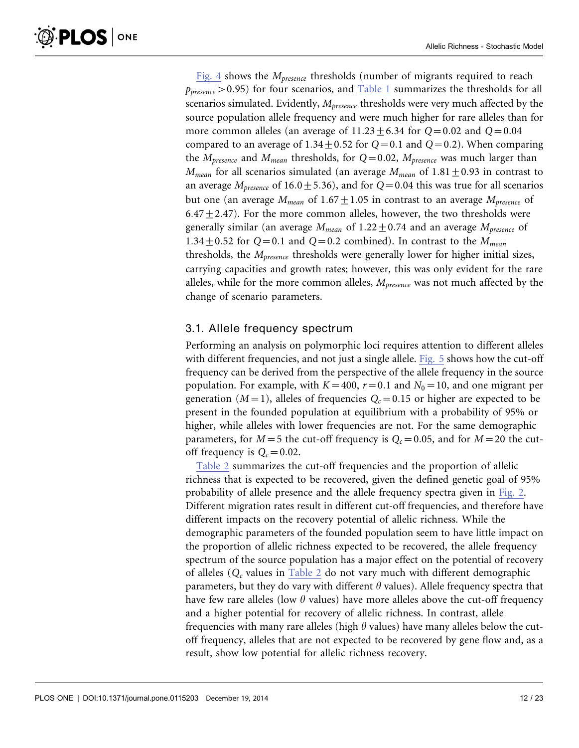Fig. 4 shows the $M_{presence}$ thresholds (number of migrants required to reach $p_{presence} > 0.95$) for four scenarios, and Table 1 summarizes the thresholds for all scenarios simulated. Evidently, $M_{presence}$ thresholds were very much affected by the source population allele frequency and were much higher for rare alleles than for more common alleles (an average of $11.23 \pm 6.34$ for $Q = 0.02$ and $Q = 0.04$ compared to an average of $1.34 \pm 0.52$ for $Q = 0.1$ and $Q = 0.2$). When comparing the $M_{presence}$ and $M_{mean}$ thresholds, for $Q = 0.02$, $M_{presence}$ was much larger than $M_{mean}$ for all scenarios simulated (an average $M_{mean}$ of $1.81 \pm 0.93$ in contrast to an average $M_{presence}$ of $16.0 \pm 5.36$), and for $Q = 0.04$ this was true for all scenarios but one (an average $M_{mean}$ of $1.67 \pm 1.05$ in contrast to an average $M_{presence}$ of $6.47 \pm 2.47$). For the more common alleles, however, the two thresholds were generally similar (an average $M_{mean}$ of $1.22 \pm 0.74$ and an average $M_{presence}$ of $1.34 \pm 0.52$ for $Q = 0.1$ and $Q = 0.2$ combined). In contrast to the $M_{mean}$ thresholds, the $M_{presence}$ thresholds were generally lower for higher initial sizes, carrying capacities and growth rates; however, this was only evident for the rare alleles, while for the more common alleles, $M_{presence}$ was not much affected by the change of scenario parameters.

### 3.1. Allele frequency spectrum

Performing an analysis on polymorphic loci requires attention to different alleles with different frequencies, and not just a single allele. Fig. 5 shows how the cut-off frequency can be derived from the perspective of the allele frequency in the source population. For example, with $K = 400$, $r = 0.1$ and $N_0 = 10$, and one migrant per generation ($M = 1$), alleles of frequencies $Q_c = 0.15$ or higher are expected to be present in the founded population at equilibrium with a probability of 95% or higher, while alleles with lower frequencies are not. For the same demographic parameters, for $M = 5$ the cut-off frequency is $Q_c = 0.05$, and for $M = 20$ the cut-off frequency is $Q_c = 0.02$.

Table 2 summarizes the cut-off frequencies and the proportion of allelic richness that is expected to be recovered, given the defined genetic goal of 95% probability of allele presence and the allele frequency spectra given in Fig. 2. Different migration rates result in different cut-off frequencies, and therefore have different impacts on the recovery potential of allelic richness. While the demographic parameters of the founded population seem to have little impact on the proportion of allelic richness expected to be recovered, the allele frequency spectrum of the source population has a major effect on the potential of recovery of alleles ($Q_c$ values in Table 2 do not vary much with different demographic parameters, but they do vary with different $\theta$ values). Allele frequency spectra that have few rare alleles (low $\theta$ values) have more alleles above the cut-off frequency and a higher potential for recovery of allelic richness. In contrast, allele frequencies with many rare alleles (high $\theta$ values) have many alleles below the cut-off frequency, alleles that are not expected to be recovered by gene flow and, as a result, show low potential for allelic richness recovery.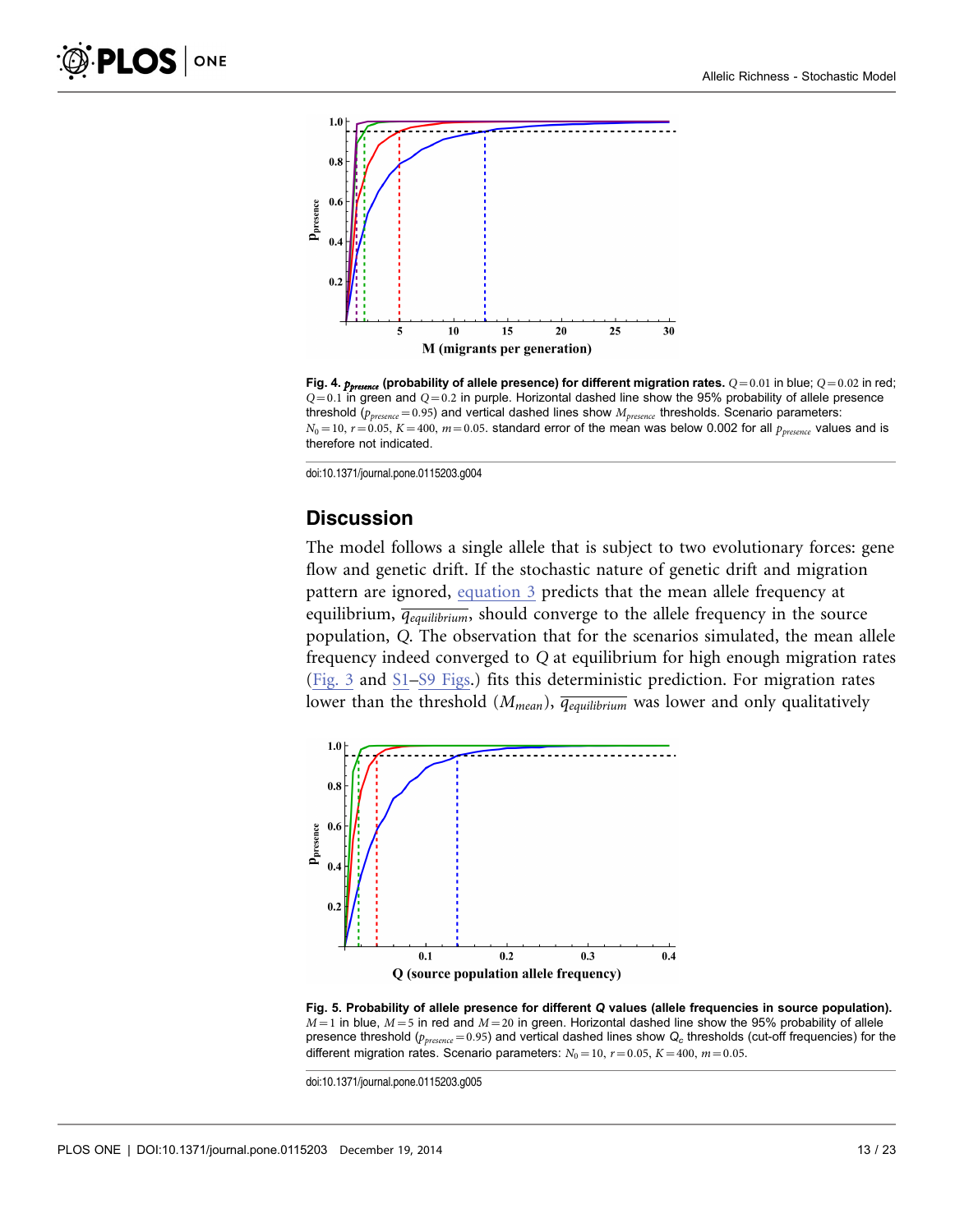**Fig. 4.** $p_{presence}$ **(probability of allele presence) for different migration rates.** $Q=0.01$ in blue; $Q=0.02$ in red; $Q=0.1$ in green and $Q=0.2$ in purple. Horizontal dashed line show the 95% probability of allele presence threshold ($p_{presence}=0.95$) and vertical dashed lines show $M_{presence}$ thresholds. Scenario parameters: $N_0=10$, $r=0.05$, $K=400$, $m=0.05$. standard error of the mean was below 0.002 for all $p_{presence}$ values and is therefore not indicated.

doi:10.1371/journal.pone.0115203.g004

## Discussion

The model follows a single allele that is subject to two evolutionary forces: gene flow and genetic drift. If the stochastic nature of genetic drift and migration pattern are ignored, equation 3 predicts that the mean allele frequency at equilibrium, $\overline{q_{equilibrium}}$, should converge to the allele frequency in the source population, Q. The observation that for the scenarios simulated, the mean allele frequency indeed converged to Q at equilibrium for high enough migration rates (Fig. 3 and S1–S9 Figs.) fits this deterministic prediction. For migration rates lower than the threshold ($M_{mean}$), $\overline{q_{equilibrium}}$ was lower and only qualitatively

**Fig. 5. Probability of allele presence for different Q values (allele frequencies in source population).** $M=1$ in blue, $M=5$ in red and $M=20$ in green. Horizontal dashed line show the 95% probability of allele presence threshold ($p_{presence}=0.95$) and vertical dashed lines show $Q_c$ thresholds (cut-off frequencies) for the different migration rates. Scenario parameters: $N_0=10$, $r=0.05$, $K=400$, $m=0.05$.

doi:10.1371/journal.pone.0115203.g005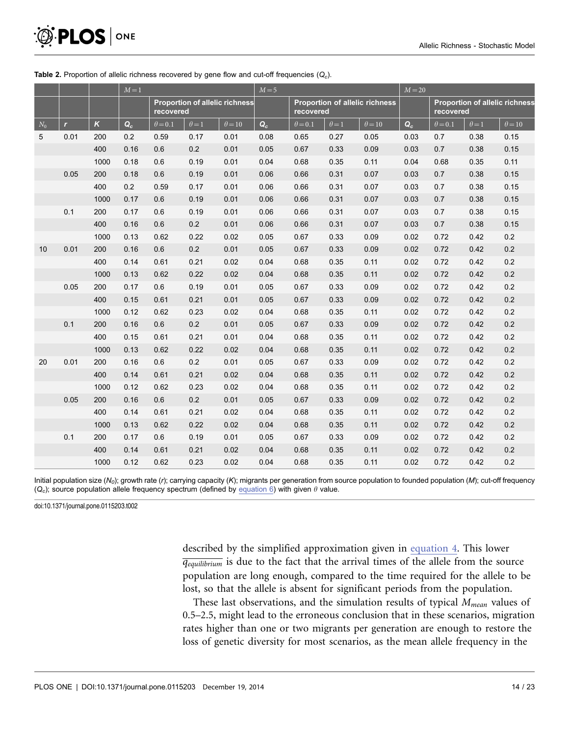**Table 2.** Proportion of allelic richness recovered by gene flow and cut-off frequencies ($Q_c$).

| | | | $M=1$ | | | | $M=5$ | | | | $M=20$ | | | |
|---|---|---|---|---|---|---|---|---|---|---|---|---|---|---|
| | | | | Proportion of allelic richness recovered | | | | Proportion of allelic richness recovered | | | | Proportion of allelic richness recovered | | |
| $N_0$ | $r$ | $K$ | $Q_c$ | $\theta=0.1$ | $\theta=1$ | $\theta=10$ | $Q_c$ | $\theta=0.1$ | $\theta=1$ | $\theta=10$ | $Q_c$ | $\theta=0.1$ | $\theta=1$ | $\theta=10$ |
| 5 | 0.01 | 200 | 0.2 | 0.59 | 0.17 | 0.01 | 0.08 | 0.65 | 0.27 | 0.05 | 0.03 | 0.7 | 0.38 | 0.15 |
| | | 400 | 0.16 | 0.6 | 0.2 | 0.01 | 0.05 | 0.67 | 0.33 | 0.09 | 0.03 | 0.7 | 0.38 | 0.15 |
| | | 1000 | 0.18 | 0.6 | 0.19 | 0.01 | 0.04 | 0.68 | 0.35 | 0.11 | 0.04 | 0.68 | 0.35 | 0.11 |
| | 0.05 | 200 | 0.18 | 0.6 | 0.19 | 0.01 | 0.06 | 0.66 | 0.31 | 0.07 | 0.03 | 0.7 | 0.38 | 0.15 |
| | | 400 | 0.2 | 0.59 | 0.17 | 0.01 | 0.06 | 0.66 | 0.31 | 0.07 | 0.03 | 0.7 | 0.38 | 0.15 |
| | | 1000 | 0.17 | 0.6 | 0.19 | 0.01 | 0.06 | 0.66 | 0.31 | 0.07 | 0.03 | 0.7 | 0.38 | 0.15 |
| | 0.1 | 200 | 0.17 | 0.6 | 0.19 | 0.01 | 0.06 | 0.66 | 0.31 | 0.07 | 0.03 | 0.7 | 0.38 | 0.15 |
| | | 400 | 0.16 | 0.6 | 0.2 | 0.01 | 0.06 | 0.66 | 0.31 | 0.07 | 0.03 | 0.7 | 0.38 | 0.15 |
| | | 1000 | 0.13 | 0.62 | 0.22 | 0.02 | 0.05 | 0.67 | 0.33 | 0.09 | 0.02 | 0.72 | 0.42 | 0.2 |
| 10 | 0.01 | 200 | 0.16 | 0.6 | 0.2 | 0.01 | 0.05 | 0.67 | 0.33 | 0.09 | 0.02 | 0.72 | 0.42 | 0.2 |
| | | 400 | 0.14 | 0.61 | 0.21 | 0.02 | 0.04 | 0.68 | 0.35 | 0.11 | 0.02 | 0.72 | 0.42 | 0.2 |
| | | 1000 | 0.13 | 0.62 | 0.22 | 0.02 | 0.04 | 0.68 | 0.35 | 0.11 | 0.02 | 0.72 | 0.42 | 0.2 |
| | 0.05 | 200 | 0.17 | 0.6 | 0.19 | 0.01 | 0.05 | 0.67 | 0.33 | 0.09 | 0.02 | 0.72 | 0.42 | 0.2 |
| | | 400 | 0.15 | 0.61 | 0.21 | 0.01 | 0.05 | 0.67 | 0.33 | 0.09 | 0.02 | 0.72 | 0.42 | 0.2 |
| | | 1000 | 0.12 | 0.62 | 0.23 | 0.02 | 0.04 | 0.68 | 0.35 | 0.11 | 0.02 | 0.72 | 0.42 | 0.2 |
| | 0.1 | 200 | 0.16 | 0.6 | 0.2 | 0.01 | 0.05 | 0.67 | 0.33 | 0.09 | 0.02 | 0.72 | 0.42 | 0.2 |
| | | 400 | 0.15 | 0.61 | 0.21 | 0.01 | 0.04 | 0.68 | 0.35 | 0.11 | 0.02 | 0.72 | 0.42 | 0.2 |
| | | 1000 | 0.13 | 0.62 | 0.22 | 0.02 | 0.04 | 0.68 | 0.35 | 0.11 | 0.02 | 0.72 | 0.42 | 0.2 |
| 20 | 0.01 | 200 | 0.16 | 0.6 | 0.2 | 0.01 | 0.05 | 0.67 | 0.33 | 0.09 | 0.02 | 0.72 | 0.42 | 0.2 |
| | | 400 | 0.14 | 0.61 | 0.21 | 0.02 | 0.04 | 0.68 | 0.35 | 0.11 | 0.02 | 0.72 | 0.42 | 0.2 |
| | | 1000 | 0.12 | 0.62 | 0.23 | 0.02 | 0.04 | 0.68 | 0.35 | 0.11 | 0.02 | 0.72 | 0.42 | 0.2 |
| | 0.05 | 200 | 0.16 | 0.6 | 0.2 | 0.01 | 0.05 | 0.67 | 0.33 | 0.09 | 0.02 | 0.72 | 0.42 | 0.2 |
| | | 400 | 0.14 | 0.61 | 0.21 | 0.02 | 0.04 | 0.68 | 0.35 | 0.11 | 0.02 | 0.72 | 0.42 | 0.2 |
| | | 1000 | 0.13 | 0.62 | 0.22 | 0.02 | 0.04 | 0.68 | 0.35 | 0.11 | 0.02 | 0.72 | 0.42 | 0.2 |
| | 0.1 | 200 | 0.17 | 0.6 | 0.19 | 0.01 | 0.05 | 0.67 | 0.33 | 0.09 | 0.02 | 0.72 | 0.42 | 0.2 |
| | | 400 | 0.14 | 0.61 | 0.21 | 0.02 | 0.04 | 0.68 | 0.35 | 0.11 | 0.02 | 0.72 | 0.42 | 0.2 |
| | | 1000 | 0.12 | 0.62 | 0.23 | 0.02 | 0.04 | 0.68 | 0.35 | 0.11 | 0.02 | 0.72 | 0.42 | 0.2 |

Initial population size ($N_0$); growth rate ($r$); carrying capacity ($K$); migrants per generation from source population to founded population ($M$); cut-off frequency ($Q_c$); source population allele frequency spectrum (defined by equation 6) with given $\theta$ value.

doi:10.1371/journal.pone.0115203.t002

described by the simplified approximation given in equation 4. This lower $\overline{q_{equilibrium}}$ is due to the fact that the arrival times of the allele from the source population are long enough, compared to the time required for the allele to be lost, so that the allele is absent for significant periods from the population.

These last observations, and the simulation results of typical $M_{mean}$ values of 0.5–2.5, might lead to the erroneous conclusion that in these scenarios, migration rates higher than one or two migrants per generation are enough to restore the loss of genetic diversity for most scenarios, as the mean allele frequency in the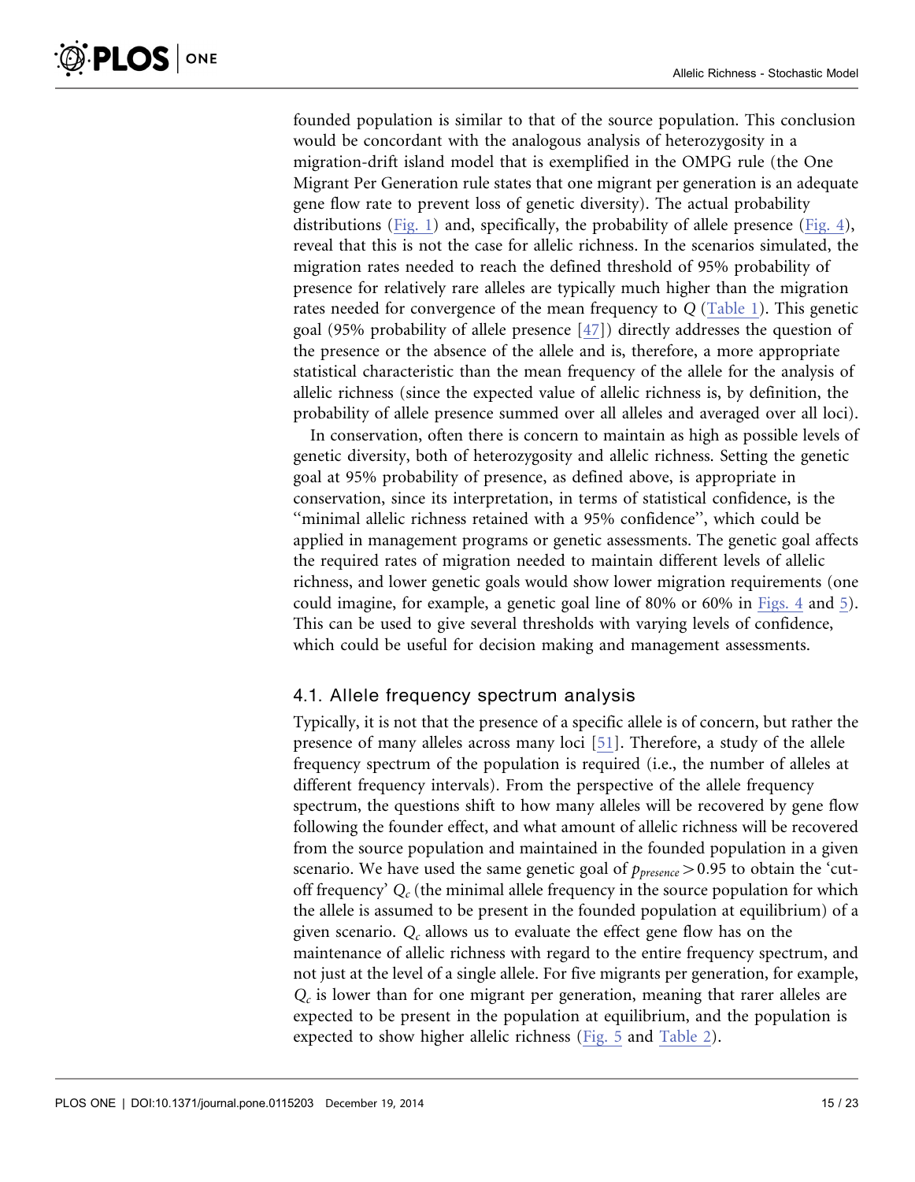founded population is similar to that of the source population. This conclusion would be concordant with the analogous analysis of heterozygosity in a migration-drift island model that is exemplified in the OMPG rule (the One Migrant Per Generation rule states that one migrant per generation is an adequate gene flow rate to prevent loss of genetic diversity). The actual probability distributions (Fig. 1) and, specifically, the probability of allele presence (Fig. 4), reveal that this is not the case for allelic richness. In the scenarios simulated, the migration rates needed to reach the defined threshold of 95% probability of presence for relatively rare alleles are typically much higher than the migration rates needed for convergence of the mean frequency to $Q$ (Table 1). This genetic goal (95% probability of allele presence [47]) directly addresses the question of the presence or the absence of the allele and is, therefore, a more appropriate statistical characteristic than the mean frequency of the allele for the analysis of allelic richness (since the expected value of allelic richness is, by definition, the probability of allele presence summed over all alleles and averaged over all loci).

In conservation, often there is concern to maintain as high as possible levels of genetic diversity, both of heterozygosity and allelic richness. Setting the genetic goal at 95% probability of presence, as defined above, is appropriate in conservation, since its interpretation, in terms of statistical confidence, is the ''minimal allelic richness retained with a 95% confidence'', which could be applied in management programs or genetic assessments. The genetic goal affects the required rates of migration needed to maintain different levels of allelic richness, and lower genetic goals would show lower migration requirements (one could imagine, for example, a genetic goal line of 80% or 60% in Figs. 4 and 5). This can be used to give several thresholds with varying levels of confidence, which could be useful for decision making and management assessments.

### 4.1. Allele frequency spectrum analysis

Typically, it is not that the presence of a specific allele is of concern, but rather the presence of many alleles across many loci [51]. Therefore, a study of the allele frequency spectrum of the population is required (i.e., the number of alleles at different frequency intervals). From the perspective of the allele frequency spectrum, the questions shift to how many alleles will be recovered by gene flow following the founder effect, and what amount of allelic richness will be recovered from the source population and maintained in the founded population in a given scenario. We have used the same genetic goal of $p_{presence} > 0.95$ to obtain the 'cut-off frequency' $Q_c$ (the minimal allele frequency in the source population for which the allele is assumed to be present in the founded population at equilibrium) of a given scenario. $Q_c$ allows us to evaluate the effect gene flow has on the maintenance of allelic richness with regard to the entire frequency spectrum, and not just at the level of a single allele. For five migrants per generation, for example, $Q_c$ is lower than for one migrant per generation, meaning that rarer alleles are expected to be present in the population at equilibrium, and the population is expected to show higher allelic richness (Fig. 5 and Table 2).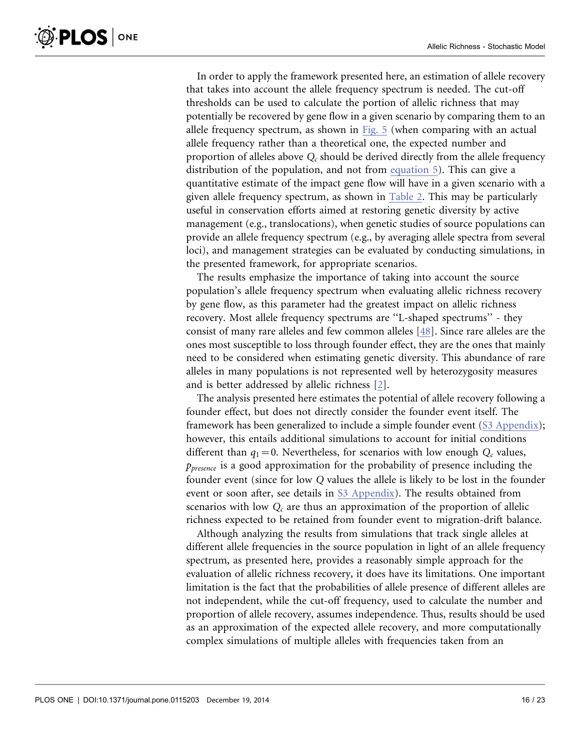In order to apply the framework presented here, an estimation of allele recovery that takes into account the allele frequency spectrum is needed. The cut-off thresholds can be used to calculate the portion of allelic richness that may potentially be recovered by gene flow in a given scenario by comparing them to an allele frequency spectrum, as shown in Fig. 5 (when comparing with an actual allele frequency rather than a theoretical one, the expected number and proportion of alleles above $Q_c$ should be derived directly from the allele frequency distribution of the population, and not from equation 5). This can give a quantitative estimate of the impact gene flow will have in a given scenario with a given allele frequency spectrum, as shown in Table 2. This may be particularly useful in conservation efforts aimed at restoring genetic diversity by active management (e.g., translocations), when genetic studies of source populations can provide an allele frequency spectrum (e.g., by averaging allele spectra from several loci), and management strategies can be evaluated by conducting simulations, in the presented framework, for appropriate scenarios.

The results emphasize the importance of taking into account the source population's allele frequency spectrum when evaluating allelic richness recovery by gene flow, as this parameter had the greatest impact on allelic richness recovery. Most allele frequency spectrums are "L-shaped spectrums" - they consist of many rare alleles and few common alleles [48]. Since rare alleles are the ones most susceptible to loss through founder effect, they are the ones that mainly need to be considered when estimating genetic diversity. This abundance of rare alleles in many populations is not represented well by heterozygosity measures and is better addressed by allelic richness [2].

The analysis presented here estimates the potential of allele recovery following a founder effect, but does not directly consider the founder event itself. The framework has been generalized to include a simple founder event (S3 Appendix); however, this entails additional simulations to account for initial conditions different than $q_1 = 0$. Nevertheless, for scenarios with low enough $Q_c$ values, $p_{presence}$ is a good approximation for the probability of presence including the founder event (since for low $Q$ values the allele is likely to be lost in the founder event or soon after, see details in S3 Appendix). The results obtained from scenarios with low $Q_c$ are thus an approximation of the proportion of allelic richness expected to be retained from founder event to migration-drift balance.

Although analyzing the results from simulations that track single alleles at different allele frequencies in the source population in light of an allele frequency spectrum, as presented here, provides a reasonably simple approach for the evaluation of allelic richness recovery, it does have its limitations. One important limitation is the fact that the probabilities of allele presence of different alleles are not independent, while the cut-off frequency, used to calculate the number and proportion of allele recovery, assumes independence. Thus, results should be used as an approximation of the expected allele recovery, and more computationally complex simulations of multiple alleles with frequencies taken from an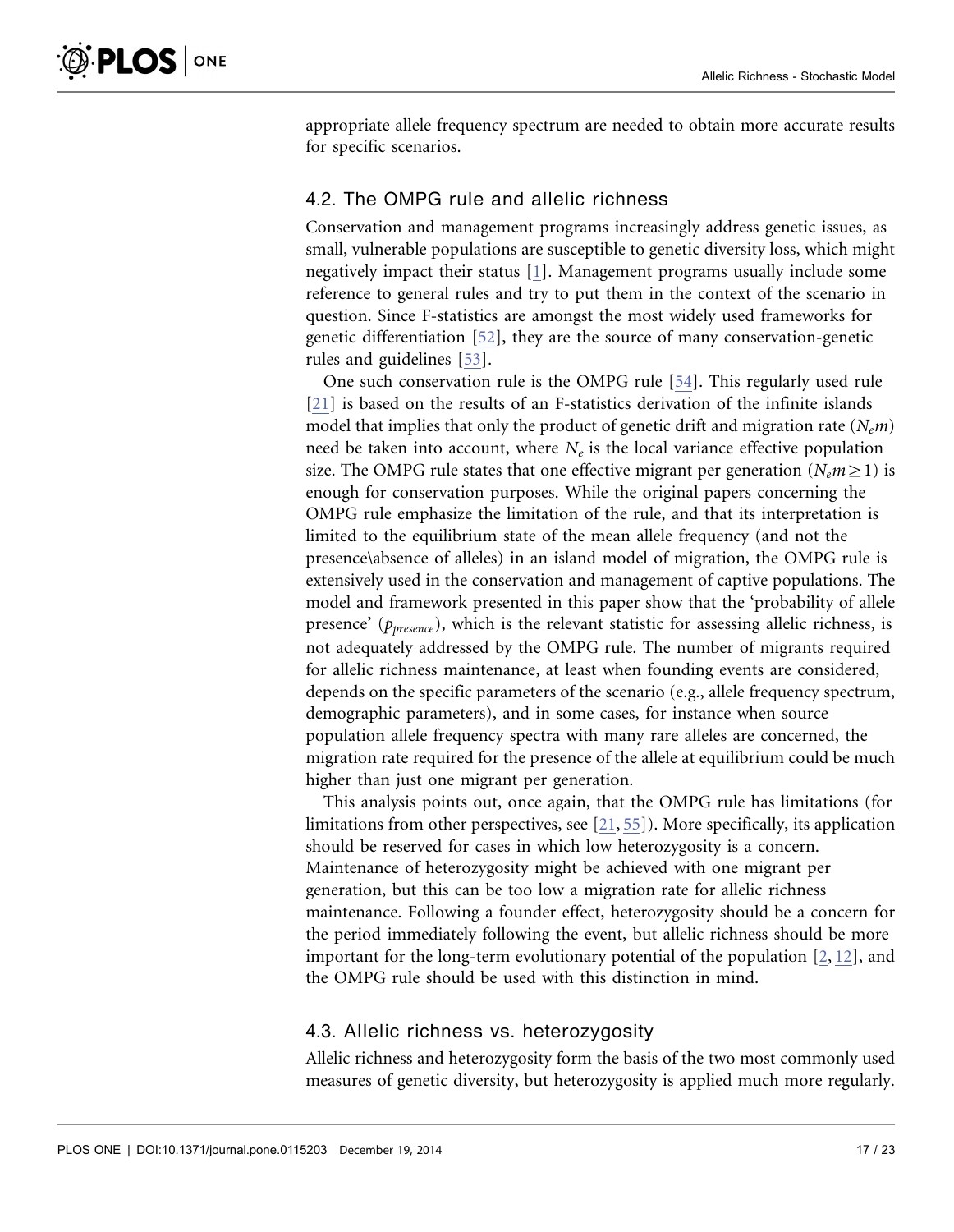appropriate allele frequency spectrum are needed to obtain more accurate results for specific scenarios.

### 4.2. The OMPG rule and allelic richness

Conservation and management programs increasingly address genetic issues, as small, vulnerable populations are susceptible to genetic diversity loss, which might negatively impact their status [1]. Management programs usually include some reference to general rules and try to put them in the context of the scenario in question. Since F-statistics are amongst the most widely used frameworks for genetic differentiation [52], they are the source of many conservation-genetic rules and guidelines [53].

One such conservation rule is the OMPG rule [54]. This regularly used rule [21] is based on the results of an F-statistics derivation of the infinite islands model that implies that only the product of genetic drift and migration rate ($N_e m$) need be taken into account, where $N_e$ is the local variance effective population size. The OMPG rule states that one effective migrant per generation ($N_e m \geq 1$) is enough for conservation purposes. While the original papers concerning the OMPG rule emphasize the limitation of the rule, and that its interpretation is limited to the equilibrium state of the mean allele frequency (and not the presence\absence of alleles) in an island model of migration, the OMPG rule is extensively used in the conservation and management of captive populations. The model and framework presented in this paper show that the 'probability of allele presence' ($p_{presence}$), which is the relevant statistic for assessing allelic richness, is not adequately addressed by the OMPG rule. The number of migrants required for allelic richness maintenance, at least when founding events are considered, depends on the specific parameters of the scenario (e.g., allele frequency spectrum, demographic parameters), and in some cases, for instance when source population allele frequency spectra with many rare alleles are concerned, the migration rate required for the presence of the allele at equilibrium could be much higher than just one migrant per generation.

This analysis points out, once again, that the OMPG rule has limitations (for limitations from other perspectives, see [21, 55]). More specifically, its application should be reserved for cases in which low heterozygosity is a concern. Maintenance of heterozygosity might be achieved with one migrant per generation, but this can be too low a migration rate for allelic richness maintenance. Following a founder effect, heterozygosity should be a concern for the period immediately following the event, but allelic richness should be more important for the long-term evolutionary potential of the population [2, 12], and the OMPG rule should be used with this distinction in mind.

### 4.3. Allelic richness vs. heterozygosity

Allelic richness and heterozygosity form the basis of the two most commonly used measures of genetic diversity, but heterozygosity is applied much more regularly.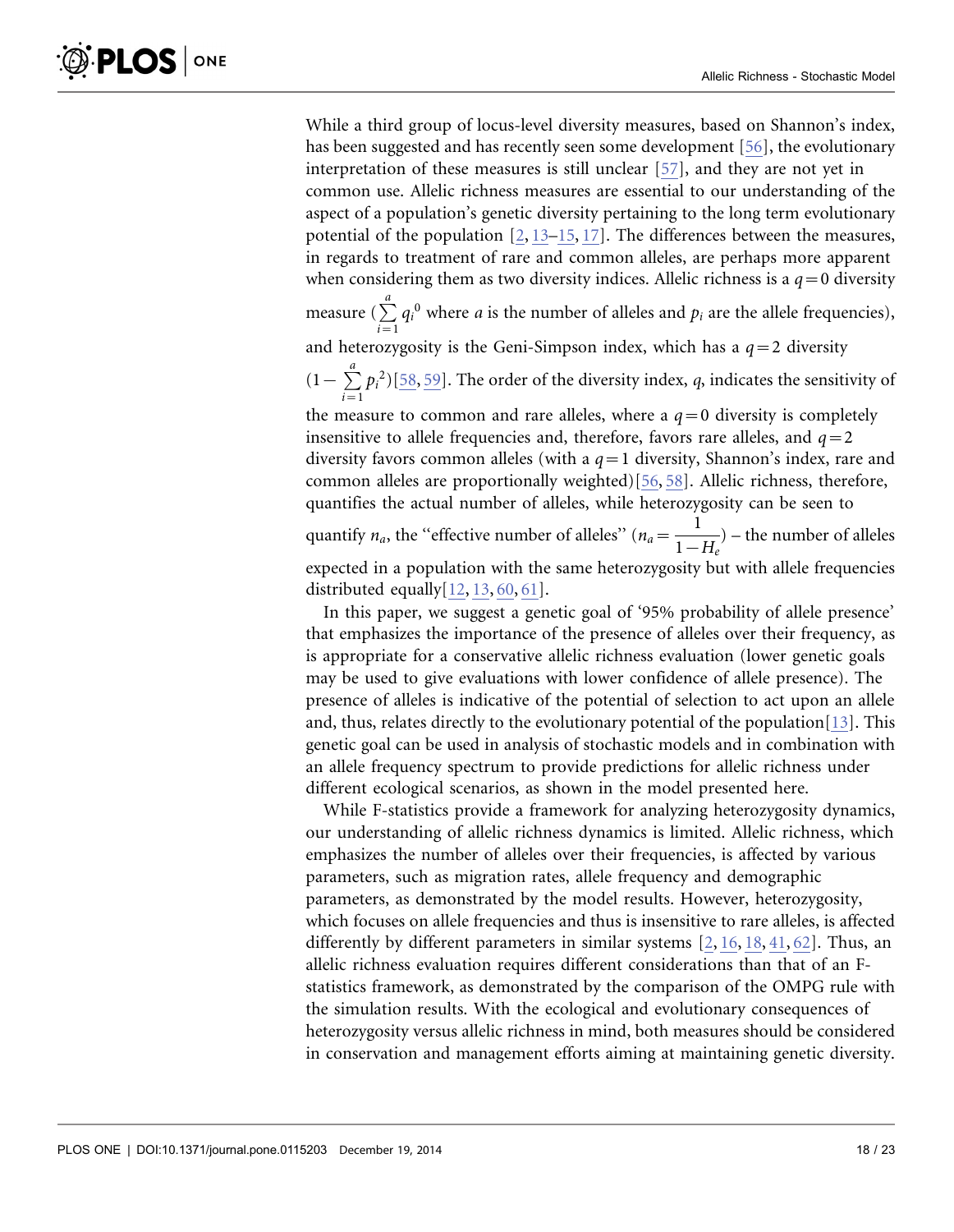While a third group of locus-level diversity measures, based on Shannon's index, has been suggested and has recently seen some development [56], the evolutionary interpretation of these measures is still unclear [57], and they are not yet in common use. Allelic richness measures are essential to our understanding of the aspect of a population's genetic diversity pertaining to the long term evolutionary potential of the population [2, 13–15, 17]. The differences between the measures, in regards to treatment of rare and common alleles, are perhaps more apparent when considering them as two diversity indices. Allelic richness is a $q=0$ diversity measure ($\sum_{i=1}^{a} q_i^0$ where $a$ is the number of alleles and $p_i$ are the allele frequencies), and heterozygosity is the Geni-Simpson index, which has a $q=2$ diversity ($1-\sum_{i=1}^{a} p_i^2$)[58, 59]. The order of the diversity index, $q$, indicates the sensitivity of the measure to common and rare alleles, where a $q=0$ diversity is completely insensitive to allele frequencies and, therefore, favors rare alleles, and $q=2$ diversity favors common alleles (with a $q=1$ diversity, Shannon's index, rare and common alleles are proportionally weighted)[56, 58]. Allelic richness, therefore, quantifies the actual number of alleles, while heterozygosity can be seen to quantify $n_a$, the "effective number of alleles" ($n_a = \frac{1}{1-H_e}$) – the number of alleles expected in a population with the same heterozygosity but with allele frequencies distributed equally[12, 13, 60, 61].

In this paper, we suggest a genetic goal of '95% probability of allele presence' that emphasizes the importance of the presence of alleles over their frequency, as is appropriate for a conservative allelic richness evaluation (lower genetic goals may be used to give evaluations with lower confidence of allele presence). The presence of alleles is indicative of the potential of selection to act upon an allele and, thus, relates directly to the evolutionary potential of the population[13]. This genetic goal can be used in analysis of stochastic models and in combination with an allele frequency spectrum to provide predictions for allelic richness under different ecological scenarios, as shown in the model presented here.

While F-statistics provide a framework for analyzing heterozygosity dynamics, our understanding of allelic richness dynamics is limited. Allelic richness, which emphasizes the number of alleles over their frequencies, is affected by various parameters, such as migration rates, allele frequency and demographic parameters, as demonstrated by the model results. However, heterozygosity, which focuses on allele frequencies and thus is insensitive to rare alleles, is affected differently by different parameters in similar systems [2, 16, 18, 41, 62]. Thus, an allelic richness evaluation requires different considerations than that of an F-statistics framework, as demonstrated by the comparison of the OMPG rule with the simulation results. With the ecological and evolutionary consequences of heterozygosity versus allelic richness in mind, both measures should be considered in conservation and management efforts aiming at maintaining genetic diversity.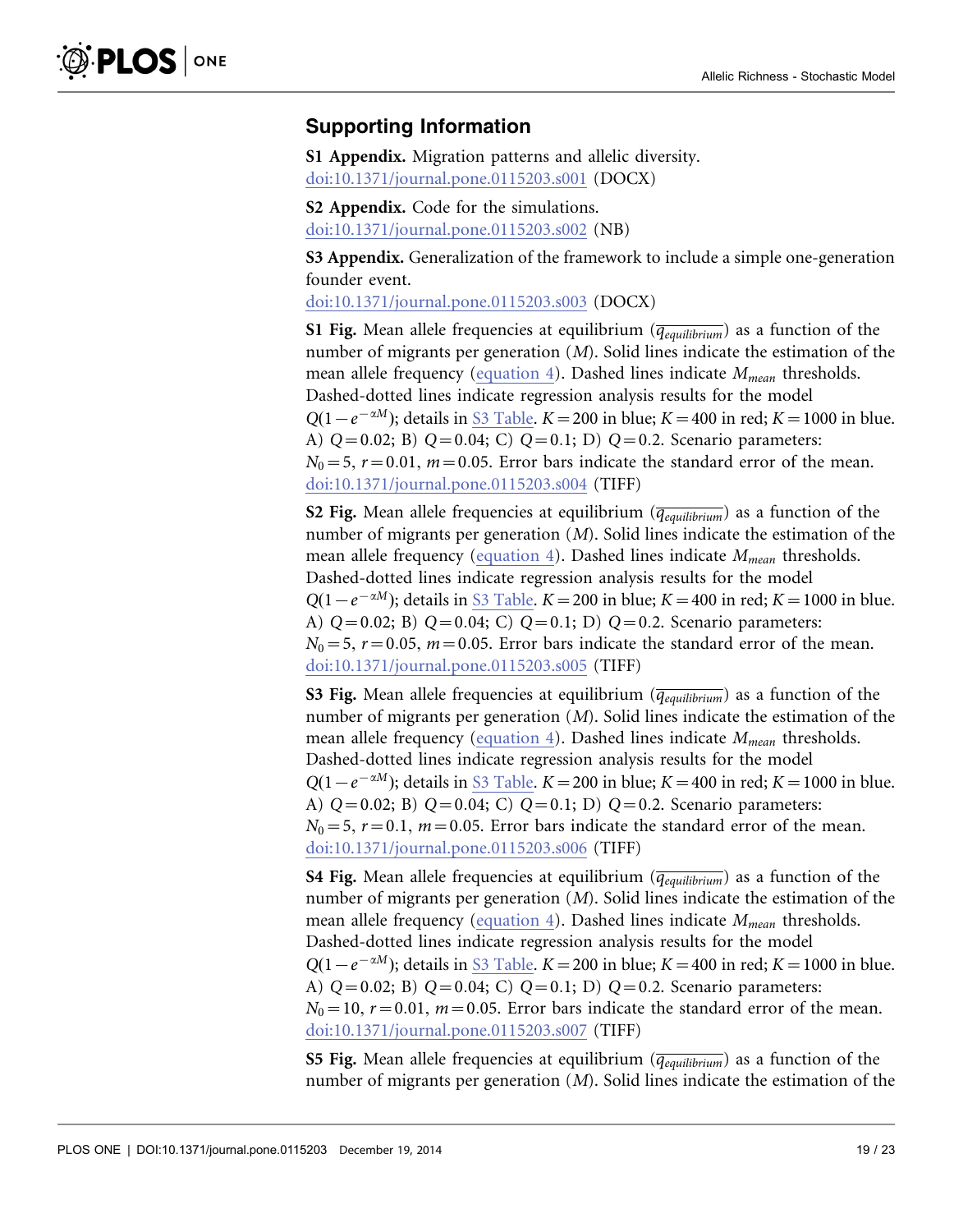## Supporting Information

**S1 Appendix.** Migration patterns and allelic diversity.
doi:10.1371/journal.pone.0115203.s001 (DOCX)

**S2 Appendix.** Code for the simulations.
doi:10.1371/journal.pone.0115203.s002 (NB)

**S3 Appendix.** Generalization of the framework to include a simple one-generation founder event.
doi:10.1371/journal.pone.0115203.s003 (DOCX)

**S1 Fig.** Mean allele frequencies at equilibrium ($\overline{q_{equilibrium}}$) as a function of the number of migrants per generation ($M$). Solid lines indicate the estimation of the mean allele frequency (equation 4). Dashed lines indicate $M_{mean}$ thresholds. Dashed-dotted lines indicate regression analysis results for the model $Q(1-e^{-\alpha M})$; details in S3 Table. $K=200$ in blue; $K=400$ in red; $K=1000$ in blue. A) $Q=0.02$; B) $Q=0.04$; C) $Q=0.1$; D) $Q=0.2$. Scenario parameters: $N_0=5$, $r=0.01$, $m=0.05$. Error bars indicate the standard error of the mean.
doi:10.1371/journal.pone.0115203.s004 (TIFF)

**S2 Fig.** Mean allele frequencies at equilibrium ($\overline{q_{equilibrium}}$) as a function of the number of migrants per generation ($M$). Solid lines indicate the estimation of the mean allele frequency (equation 4). Dashed lines indicate $M_{mean}$ thresholds. Dashed-dotted lines indicate regression analysis results for the model $Q(1-e^{-\alpha M})$; details in S3 Table. $K=200$ in blue; $K=400$ in red; $K=1000$ in blue. A) $Q=0.02$; B) $Q=0.04$; C) $Q=0.1$; D) $Q=0.2$. Scenario parameters: $N_0=5$, $r=0.05$, $m=0.05$. Error bars indicate the standard error of the mean.
doi:10.1371/journal.pone.0115203.s005 (TIFF)

**S3 Fig.** Mean allele frequencies at equilibrium ($\overline{q_{equilibrium}}$) as a function of the number of migrants per generation ($M$). Solid lines indicate the estimation of the mean allele frequency (equation 4). Dashed lines indicate $M_{mean}$ thresholds. Dashed-dotted lines indicate regression analysis results for the model $Q(1-e^{-\alpha M})$; details in S3 Table. $K=200$ in blue; $K=400$ in red; $K=1000$ in blue. A) $Q=0.02$; B) $Q=0.04$; C) $Q=0.1$; D) $Q=0.2$. Scenario parameters: $N_0=5$, $r=0.1$, $m=0.05$. Error bars indicate the standard error of the mean.
doi:10.1371/journal.pone.0115203.s006 (TIFF)

**S4 Fig.** Mean allele frequencies at equilibrium ($\overline{q_{equilibrium}}$) as a function of the number of migrants per generation ($M$). Solid lines indicate the estimation of the mean allele frequency (equation 4). Dashed lines indicate $M_{mean}$ thresholds. Dashed-dotted lines indicate regression analysis results for the model $Q(1-e^{-\alpha M})$; details in S3 Table. $K=200$ in blue; $K=400$ in red; $K=1000$ in blue. A) $Q=0.02$; B) $Q=0.04$; C) $Q=0.1$; D) $Q=0.2$. Scenario parameters: $N_0=10$, $r=0.01$, $m=0.05$. Error bars indicate the standard error of the mean.
doi:10.1371/journal.pone.0115203.s007 (TIFF)

**S5 Fig.** Mean allele frequencies at equilibrium ($\overline{q_{equilibrium}}$) as a function of the number of migrants per generation ($M$). Solid lines indicate the estimation of the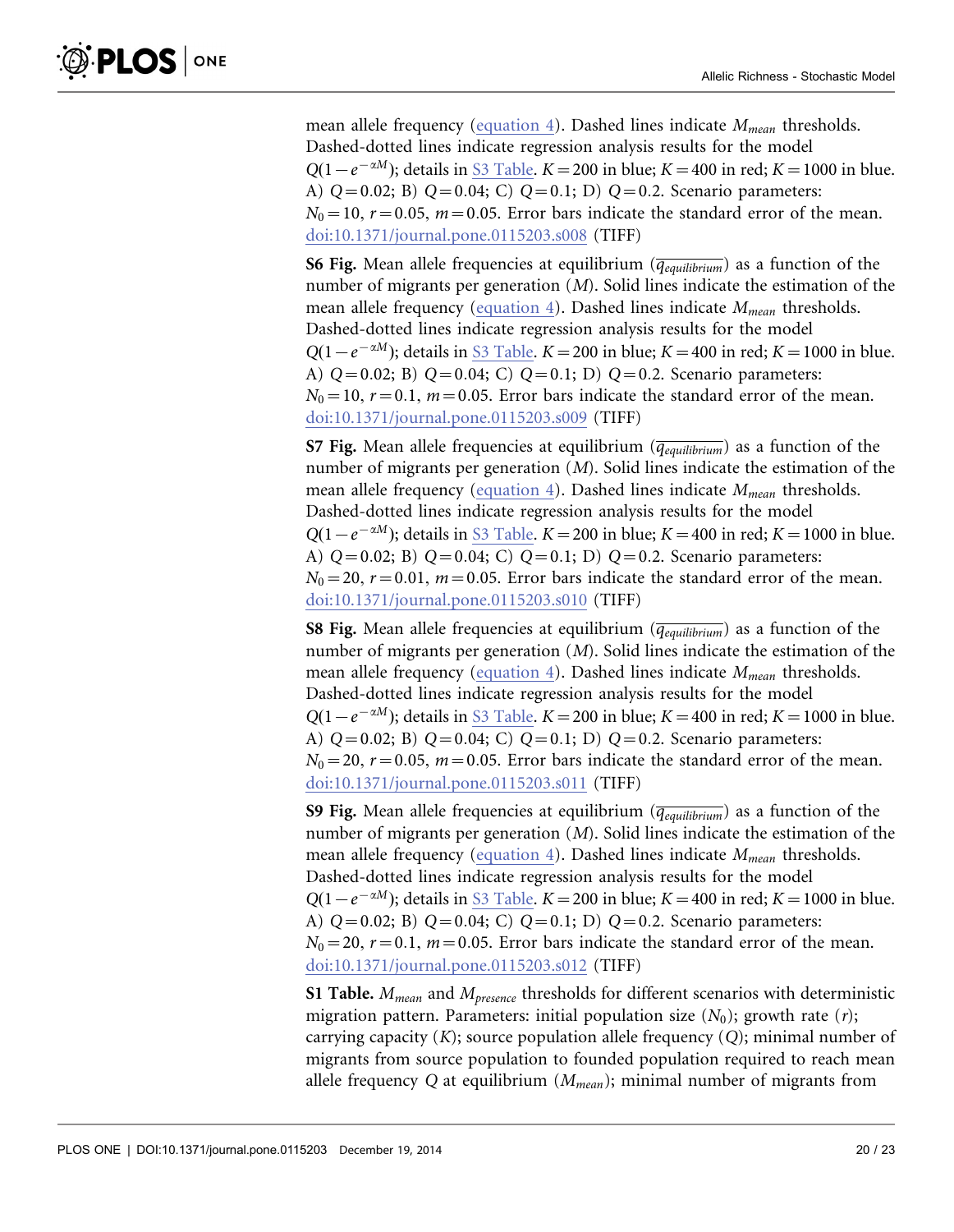mean allele frequency (equation 4). Dashed lines indicate $M_{mean}$ thresholds. Dashed-dotted lines indicate regression analysis results for the model $Q(1-e^{-\alpha M})$; details in S3 Table. $K=200$ in blue; $K=400$ in red; $K=1000$ in blue. A) $Q=0.02$; B) $Q=0.04$; C) $Q=0.1$; D) $Q=0.2$. Scenario parameters: $N_0=10$, $r=0.05$, $m=0.05$. Error bars indicate the standard error of the mean. doi:10.1371/journal.pone.0115203.s008 (TIFF)

**S6 Fig.** Mean allele frequencies at equilibrium ($\overline{q_{equilibrium}}$) as a function of the number of migrants per generation ($M$). Solid lines indicate the estimation of the mean allele frequency (equation 4). Dashed lines indicate $M_{mean}$ thresholds. Dashed-dotted lines indicate regression analysis results for the model $Q(1-e^{-\alpha M})$; details in S3 Table. $K=200$ in blue; $K=400$ in red; $K=1000$ in blue. A) $Q=0.02$; B) $Q=0.04$; C) $Q=0.1$; D) $Q=0.2$. Scenario parameters: $N_0=10$, $r=0.1$, $m=0.05$. Error bars indicate the standard error of the mean. doi:10.1371/journal.pone.0115203.s009 (TIFF)

**S7 Fig.** Mean allele frequencies at equilibrium ($\overline{q_{equilibrium}}$) as a function of the number of migrants per generation ($M$). Solid lines indicate the estimation of the mean allele frequency (equation 4). Dashed lines indicate $M_{mean}$ thresholds. Dashed-dotted lines indicate regression analysis results for the model $Q(1-e^{-\alpha M})$; details in S3 Table. $K=200$ in blue; $K=400$ in red; $K=1000$ in blue. A) $Q=0.02$; B) $Q=0.04$; C) $Q=0.1$; D) $Q=0.2$. Scenario parameters: $N_0=20$, $r=0.01$, $m=0.05$. Error bars indicate the standard error of the mean. doi:10.1371/journal.pone.0115203.s010 (TIFF)

**S8 Fig.** Mean allele frequencies at equilibrium ($\overline{q_{equilibrium}}$) as a function of the number of migrants per generation ($M$). Solid lines indicate the estimation of the mean allele frequency (equation 4). Dashed lines indicate $M_{mean}$ thresholds. Dashed-dotted lines indicate regression analysis results for the model $Q(1-e^{-\alpha M})$; details in S3 Table. $K=200$ in blue; $K=400$ in red; $K=1000$ in blue. A) $Q=0.02$; B) $Q=0.04$; C) $Q=0.1$; D) $Q=0.2$. Scenario parameters: $N_0=20$, $r=0.05$, $m=0.05$. Error bars indicate the standard error of the mean. doi:10.1371/journal.pone.0115203.s011 (TIFF)

**S9 Fig.** Mean allele frequencies at equilibrium ($\overline{q_{equilibrium}}$) as a function of the number of migrants per generation ($M$). Solid lines indicate the estimation of the mean allele frequency (equation 4). Dashed lines indicate $M_{mean}$ thresholds. Dashed-dotted lines indicate regression analysis results for the model $Q(1-e^{-\alpha M})$; details in S3 Table. $K=200$ in blue; $K=400$ in red; $K=1000$ in blue. A) $Q=0.02$; B) $Q=0.04$; C) $Q=0.1$; D) $Q=0.2$. Scenario parameters: $N_0=20$, $r=0.1$, $m=0.05$. Error bars indicate the standard error of the mean. doi:10.1371/journal.pone.0115203.s012 (TIFF)

**S1 Table.** $M_{mean}$ and $M_{presence}$ thresholds for different scenarios with deterministic migration pattern. Parameters: initial population size ($N_0$); growth rate ($r$); carrying capacity ($K$); source population allele frequency ($Q$); minimal number of migrants from source population to founded population required to reach mean allele frequency $Q$ at equilibrium ($M_{mean}$); minimal number of migrants from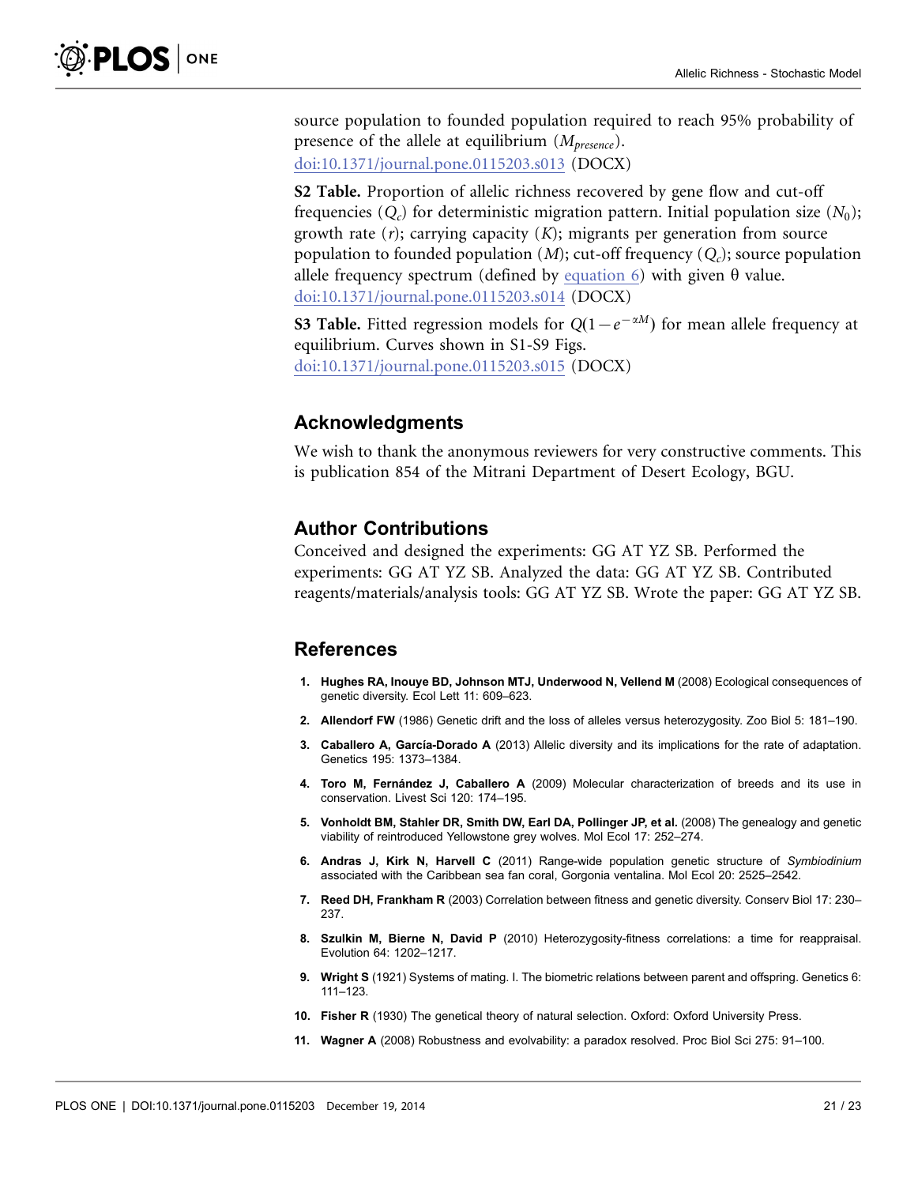source population to founded population required to reach 95% probability of presence of the allele at equilibrium ($M_{presence}$).
doi:10.1371/journal.pone.0115203.s013 (DOCX)

**S2 Table.** Proportion of allelic richness recovered by gene flow and cut-off frequencies ($Q_c$) for deterministic migration pattern. Initial population size ($N_0$); growth rate ($r$); carrying capacity ($K$); migrants per generation from source population to founded population ($M$); cut-off frequency ($Q_c$); source population allele frequency spectrum (defined by equation 6) with given θ value.
doi:10.1371/journal.pone.0115203.s014 (DOCX)

**S3 Table.** Fitted regression models for $Q(1-e^{-\alpha M})$ for mean allele frequency at equilibrium. Curves shown in S1-S9 Figs.
doi:10.1371/journal.pone.0115203.s015 (DOCX)

## Acknowledgments

We wish to thank the anonymous reviewers for very constructive comments. This is publication 854 of the Mitrani Department of Desert Ecology, BGU.

## Author Contributions

Conceived and designed the experiments: GG AT YZ SB. Performed the experiments: GG AT YZ SB. Analyzed the data: GG AT YZ SB. Contributed reagents/materials/analysis tools: GG AT YZ SB. Wrote the paper: GG AT YZ SB.

## References

1. **Hughes RA, Inouye BD, Johnson MTJ, Underwood N, Vellend M** (2008) Ecological consequences of genetic diversity. Ecol Lett 11: 609–623.
2. **Allendorf FW** (1986) Genetic drift and the loss of alleles versus heterozygosity. Zoo Biol 5: 181–190.
3. **Caballero A, García-Dorado A** (2013) Allelic diversity and its implications for the rate of adaptation. Genetics 195: 1373–1384.
4. **Toro M, Fernández J, Caballero A** (2009) Molecular characterization of breeds and its use in conservation. Livest Sci 120: 174–195.
5. **Vonholdt BM, Stahler DR, Smith DW, Earl DA, Pollinger JP, et al.** (2008) The genealogy and genetic viability of reintroduced Yellowstone grey wolves. Mol Ecol 17: 252–274.
6. **Andras J, Kirk N, Harvell C** (2011) Range-wide population genetic structure of *Symbiodinium* associated with the Caribbean sea fan coral, Gorgonia ventalina. Mol Ecol 20: 2525–2542.
7. **Reed DH, Frankham R** (2003) Correlation between fitness and genetic diversity. Conserv Biol 17: 230–237.
8. **Szulkin M, Bierne N, David P** (2010) Heterozygosity-fitness correlations: a time for reappraisal. Evolution 64: 1202–1217.
9. **Wright S** (1921) Systems of mating. I. The biometric relations between parent and offspring. Genetics 6: 111–123.
10. **Fisher R** (1930) The genetical theory of natural selection. Oxford: Oxford University Press.
11. **Wagner A** (2008) Robustness and evolvability: a paradox resolved. Proc Biol Sci 275: 91–100.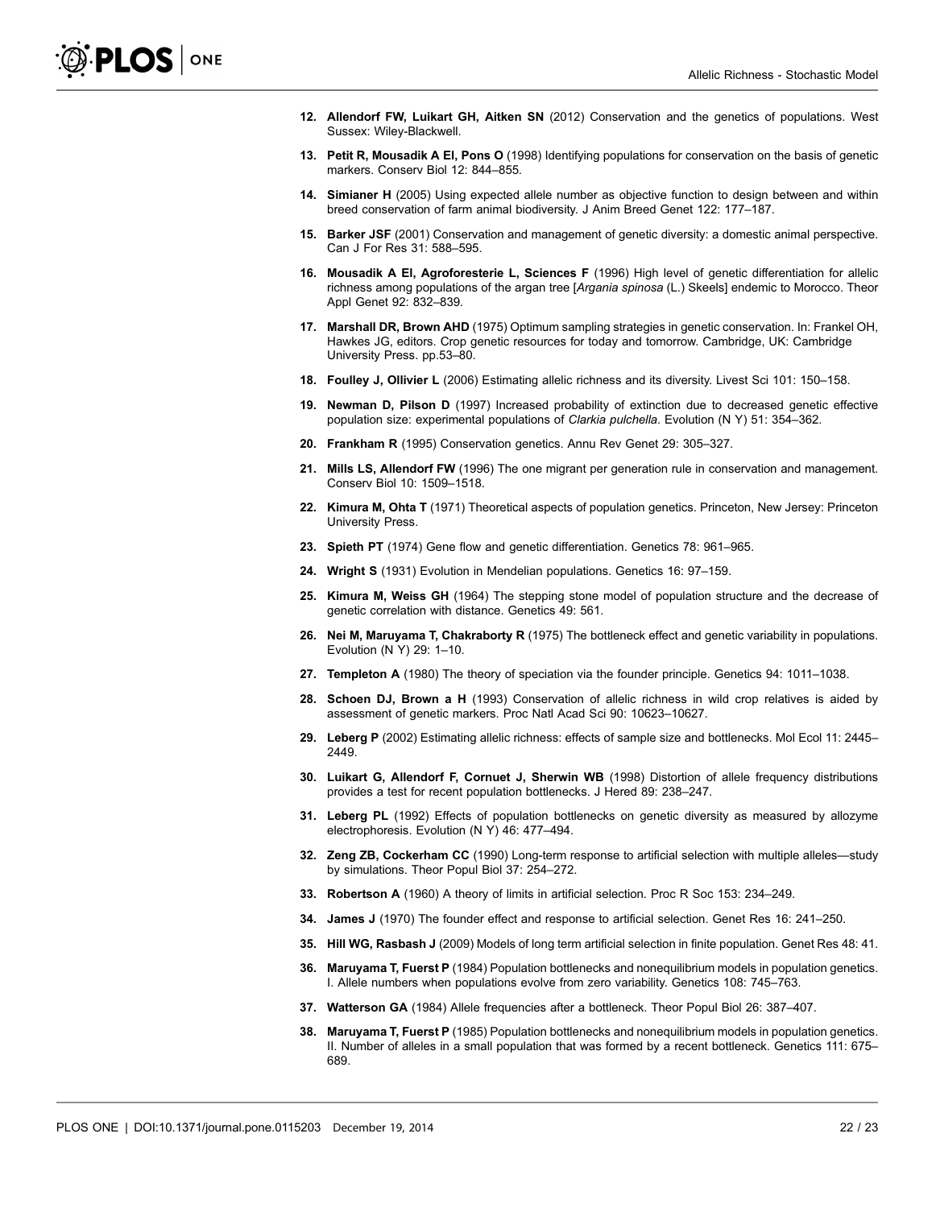12. **Allendorf FW, Luikart GH, Aitken SN** (2012) Conservation and the genetics of populations. West Sussex: Wiley-Blackwell.
13. **Petit R, Mousadik A El, Pons O** (1998) Identifying populations for conservation on the basis of genetic markers. Conserv Biol 12: 844–855.
14. **Simianer H** (2005) Using expected allele number as objective function to design between and within breed conservation of farm animal biodiversity. J Anim Breed Genet 122: 177–187.
15. **Barker JSF** (2001) Conservation and management of genetic diversity: a domestic animal perspective. Can J For Res 31: 588–595.
16. **Mousadik A El, Agroforesterie L, Sciences F** (1996) High level of genetic differentiation for allelic richness among populations of the argan tree [*Argania spinosa* (L.) Skeels] endemic to Morocco. Theor Appl Genet 92: 832–839.
17. **Marshall DR, Brown AHD** (1975) Optimum sampling strategies in genetic conservation. In: Frankel OH, Hawkes JG, editors. Crop genetic resources for today and tomorrow. Cambridge, UK: Cambridge University Press. pp.53–80.
18. **Foulley J, Ollivier L** (2006) Estimating allelic richness and its diversity. Livest Sci 101: 150–158.
19. **Newman D, Pilson D** (1997) Increased probability of extinction due to decreased genetic effective population size: experimental populations of *Clarkia pulchella*. Evolution (N Y) 51: 354–362.
20. **Frankham R** (1995) Conservation genetics. Annu Rev Genet 29: 305–327.
21. **Mills LS, Allendorf FW** (1996) The one migrant per generation rule in conservation and management. Conserv Biol 10: 1509–1518.
22. **Kimura M, Ohta T** (1971) Theoretical aspects of population genetics. Princeton, New Jersey: Princeton University Press.
23. **Spieth PT** (1974) Gene flow and genetic differentiation. Genetics 78: 961–965.
24. **Wright S** (1931) Evolution in Mendelian populations. Genetics 16: 97–159.
25. **Kimura M, Weiss GH** (1964) The stepping stone model of population structure and the decrease of genetic correlation with distance. Genetics 49: 561.
26. **Nei M, Maruyama T, Chakraborty R** (1975) The bottleneck effect and genetic variability in populations. Evolution (N Y) 29: 1–10.
27. **Templeton A** (1980) The theory of speciation via the founder principle. Genetics 94: 1011–1038.
28. **Schoen DJ, Brown a H** (1993) Conservation of allelic richness in wild crop relatives is aided by assessment of genetic markers. Proc Natl Acad Sci 90: 10623–10627.
29. **Leberg P** (2002) Estimating allelic richness: effects of sample size and bottlenecks. Mol Ecol 11: 2445–2449.
30. **Luikart G, Allendorf F, Cornuet J, Sherwin WB** (1998) Distortion of allele frequency distributions provides a test for recent population bottlenecks. J Hered 89: 238–247.
31. **Leberg PL** (1992) Effects of population bottlenecks on genetic diversity as measured by allozyme electrophoresis. Evolution (N Y) 46: 477–494.
32. **Zeng ZB, Cockerham CC** (1990) Long-term response to artificial selection with multiple alleles—study by simulations. Theor Popul Biol 37: 254–272.
33. **Robertson A** (1960) A theory of limits in artificial selection. Proc R Soc 153: 234–249.
34. **James J** (1970) The founder effect and response to artificial selection. Genet Res 16: 241–250.
35. **Hill WG, Rasbash J** (2009) Models of long term artificial selection in finite population. Genet Res 48: 41.
36. **Maruyama T, Fuerst P** (1984) Population bottlenecks and nonequilibrium models in population genetics. I. Allele numbers when populations evolve from zero variability. Genetics 108: 745–763.
37. **Watterson GA** (1984) Allele frequencies after a bottleneck. Theor Popul Biol 26: 387–407.
38. **Maruyama T, Fuerst P** (1985) Population bottlenecks and nonequilibrium models in population genetics. II. Number of alleles in a small population that was formed by a recent bottleneck. Genetics 111: 675–689.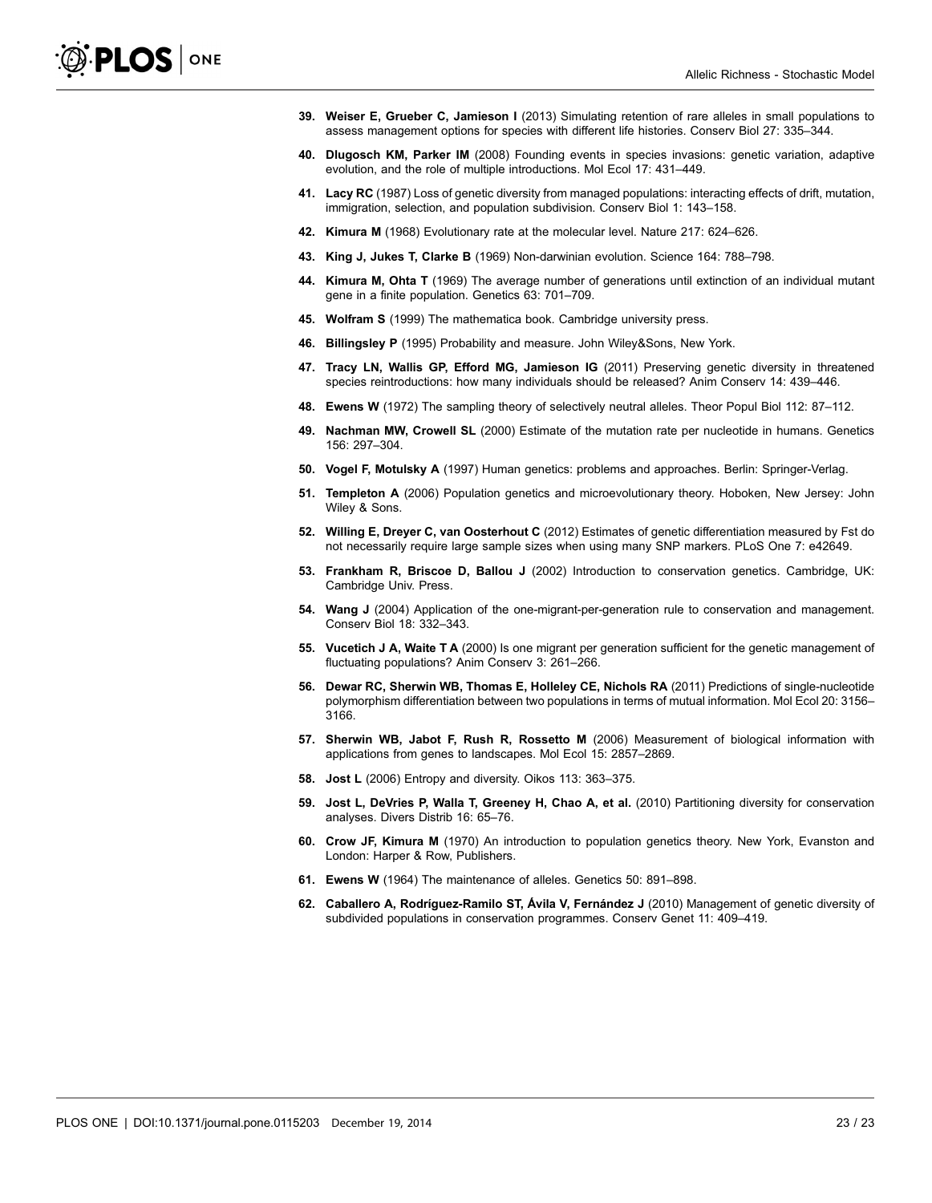39. **Weiser E, Grueber C, Jamieson I** (2013) Simulating retention of rare alleles in small populations to assess management options for species with different life histories. Conserv Biol 27: 335–344.

40. **Dlugosch KM, Parker IM** (2008) Founding events in species invasions: genetic variation, adaptive evolution, and the role of multiple introductions. Mol Ecol 17: 431–449.

41. **Lacy RC** (1987) Loss of genetic diversity from managed populations: interacting effects of drift, mutation, immigration, selection, and population subdivision. Conserv Biol 1: 143–158.

42. **Kimura M** (1968) Evolutionary rate at the molecular level. Nature 217: 624–626.

43. **King J, Jukes T, Clarke B** (1969) Non-darwinian evolution. Science 164: 788–798.

44. **Kimura M, Ohta T** (1969) The average number of generations until extinction of an individual mutant gene in a finite population. Genetics 63: 701–709.

45. **Wolfram S** (1999) The mathematica book. Cambridge university press.

46. **Billingsley P** (1995) Probability and measure. John Wiley&Sons, New York.

47. **Tracy LN, Wallis GP, Efford MG, Jamieson IG** (2011) Preserving genetic diversity in threatened species reintroductions: how many individuals should be released? Anim Conserv 14: 439–446.

48. **Ewens W** (1972) The sampling theory of selectively neutral alleles. Theor Popul Biol 112: 87–112.

49. **Nachman MW, Crowell SL** (2000) Estimate of the mutation rate per nucleotide in humans. Genetics 156: 297–304.

50. **Vogel F, Motulsky A** (1997) Human genetics: problems and approaches. Berlin: Springer-Verlag.

51. **Templeton A** (2006) Population genetics and microevolutionary theory. Hoboken, New Jersey: John Wiley & Sons.

52. **Willing E, Dreyer C, van Oosterhout C** (2012) Estimates of genetic differentiation measured by Fst do not necessarily require large sample sizes when using many SNP markers. PLoS One 7: e42649.

53. **Frankham R, Briscoe D, Ballou J** (2002) Introduction to conservation genetics. Cambridge, UK: Cambridge Univ. Press.

54. **Wang J** (2004) Application of the one-migrant-per-generation rule to conservation and management. Conserv Biol 18: 332–343.

55. **Vucetich J A, Waite T A** (2000) Is one migrant per generation sufficient for the genetic management of fluctuating populations? Anim Conserv 3: 261–266.

56. **Dewar RC, Sherwin WB, Thomas E, Holleley CE, Nichols RA** (2011) Predictions of single-nucleotide polymorphism differentiation between two populations in terms of mutual information. Mol Ecol 20: 3156–3166.

57. **Sherwin WB, Jabot F, Rush R, Rossetto M** (2006) Measurement of biological information with applications from genes to landscapes. Mol Ecol 15: 2857–2869.

58. **Jost L** (2006) Entropy and diversity. Oikos 113: 363–375.

59. **Jost L, DeVries P, Walla T, Greeney H, Chao A, et al.** (2010) Partitioning diversity for conservation analyses. Divers Distrib 16: 65–76.

60. **Crow JF, Kimura M** (1970) An introduction to population genetics theory. New York, Evanston and London: Harper & Row, Publishers.

61. **Ewens W** (1964) The maintenance of alleles. Genetics 50: 891–898.

62. **Caballero A, Rodríguez-Ramilo ST, Ávila V, Fernández J** (2010) Management of genetic diversity of subdivided populations in conservation programmes. Conserv Genet 11: 409–419.